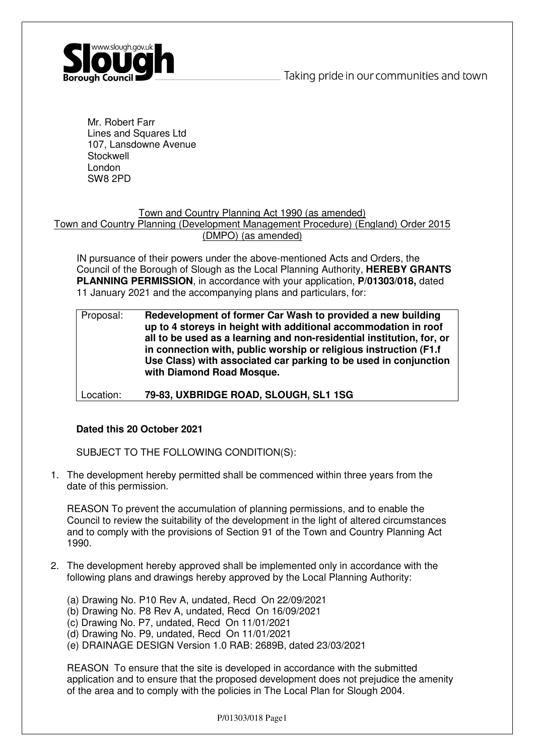Slough Borough Council — www.slough.gov.uk

Taking pride in our communities and town

Mr. Robert Farr
Lines and Squares Ltd
107, Lansdowne Avenue
Stockwell
London
SW8 2PD

Town and Country Planning Act 1990 (as amended)
Town and Country Planning (Development Management Procedure) (England) Order 2015 (DMPO) (as amended)

IN pursuance of their powers under the above-mentioned Acts and Orders, the Council of the Borough of Slough as the Local Planning Authority, **HEREBY GRANTS PLANNING PERMISSION**, in accordance with your application, **P/01303/018,** dated 11 January 2021 and the accompanying plans and particulars, for:

| | |
|---|---|
| Proposal: | **Redevelopment of former Car Wash to provided a new building up to 4 storeys in height with additional accommodation in roof all to be used as a learning and non-residential institution, for, or in connection with, public worship or religious instruction (F1.f Use Class) with associated car parking to be used in conjunction with Diamond Road Mosque.** |
| Location: | **79-83, UXBRIDGE ROAD, SLOUGH, SL1 1SG** |

**Dated this 20 October 2021**

SUBJECT TO THE FOLLOWING CONDITION(S):

1. The development hereby permitted shall be commenced within three years from the date of this permission.

   REASON To prevent the accumulation of planning permissions, and to enable the Council to review the suitability of the development in the light of altered circumstances and to comply with the provisions of Section 91 of the Town and Country Planning Act 1990.

2. The development hereby approved shall be implemented only in accordance with the following plans and drawings hereby approved by the Local Planning Authority:

   (a) Drawing No. P10 Rev A, undated, Recd On 22/09/2021
   (b) Drawing No. P8 Rev A, undated, Recd On 16/09/2021
   (c) Drawing No. P7, undated, Recd On 11/01/2021
   (d) Drawing No. P9, undated, Recd On 11/01/2021
   (e) DRAINAGE DESIGN Version 1.0 RAB: 2689B, dated 23/03/2021

   REASON To ensure that the site is developed in accordance with the submitted application and to ensure that the proposed development does not prejudice the amenity of the area and to comply with the policies in The Local Plan for Slough 2004.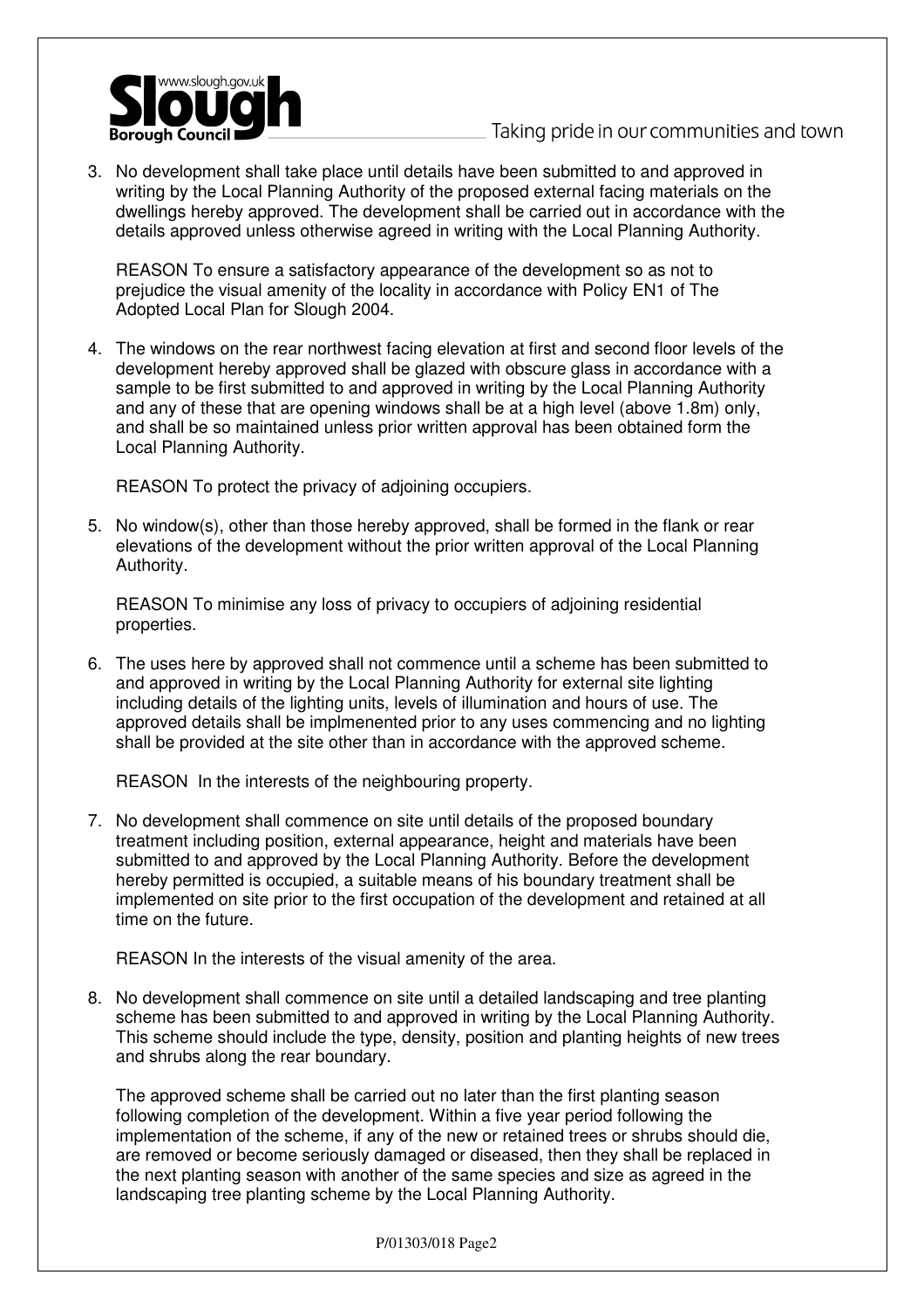3. No development shall take place until details have been submitted to and approved in writing by the Local Planning Authority of the proposed external facing materials on the dwellings hereby approved. The development shall be carried out in accordance with the details approved unless otherwise agreed in writing with the Local Planning Authority.

   REASON To ensure a satisfactory appearance of the development so as not to prejudice the visual amenity of the locality in accordance with Policy EN1 of The Adopted Local Plan for Slough 2004.

4. The windows on the rear northwest facing elevation at first and second floor levels of the development hereby approved shall be glazed with obscure glass in accordance with a sample to be first submitted to and approved in writing by the Local Planning Authority and any of these that are opening windows shall be at a high level (above 1.8m) only, and shall be so maintained unless prior written approval has been obtained form the Local Planning Authority.

   REASON To protect the privacy of adjoining occupiers.

5. No window(s), other than those hereby approved, shall be formed in the flank or rear elevations of the development without the prior written approval of the Local Planning Authority.

   REASON To minimise any loss of privacy to occupiers of adjoining residential properties.

6. The uses here by approved shall not commence until a scheme has been submitted to and approved in writing by the Local Planning Authority for external site lighting including details of the lighting units, levels of illumination and hours of use. The approved details shall be implmenented prior to any uses commencing and no lighting shall be provided at the site other than in accordance with the approved scheme.

   REASON In the interests of the neighbouring property.

7. No development shall commence on site until details of the proposed boundary treatment including position, external appearance, height and materials have been submitted to and approved by the Local Planning Authority. Before the development hereby permitted is occupied, a suitable means of his boundary treatment shall be implemented on site prior to the first occupation of the development and retained at all time on the future.

   REASON In the interests of the visual amenity of the area.

8. No development shall commence on site until a detailed landscaping and tree planting scheme has been submitted to and approved in writing by the Local Planning Authority. This scheme should include the type, density, position and planting heights of new trees and shrubs along the rear boundary.

   The approved scheme shall be carried out no later than the first planting season following completion of the development. Within a five year period following the implementation of the scheme, if any of the new or retained trees or shrubs should die, are removed or become seriously damaged or diseased, then they shall be replaced in the next planting season with another of the same species and size as agreed in the landscaping tree planting scheme by the Local Planning Authority.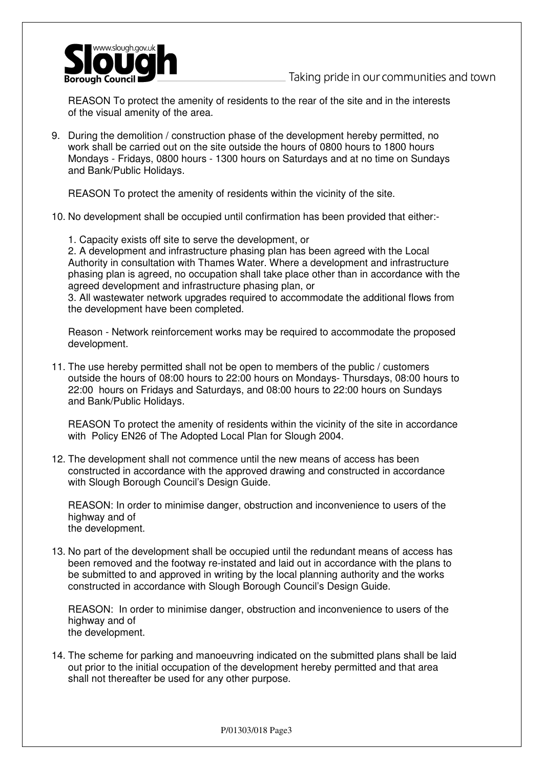REASON To protect the amenity of residents to the rear of the site and in the interests of the visual amenity of the area.

9. During the demolition / construction phase of the development hereby permitted, no work shall be carried out on the site outside the hours of 0800 hours to 1800 hours Mondays - Fridays, 0800 hours - 1300 hours on Saturdays and at no time on Sundays and Bank/Public Holidays.

   REASON To protect the amenity of residents within the vicinity of the site.

10. No development shall be occupied until confirmation has been provided that either:-

    1. Capacity exists off site to serve the development, or
    2. A development and infrastructure phasing plan has been agreed with the Local Authority in consultation with Thames Water. Where a development and infrastructure phasing plan is agreed, no occupation shall take place other than in accordance with the agreed development and infrastructure phasing plan, or
    3. All wastewater network upgrades required to accommodate the additional flows from the development have been completed.

    Reason - Network reinforcement works may be required to accommodate the proposed development.

11. The use hereby permitted shall not be open to members of the public / customers outside the hours of 08:00 hours to 22:00 hours on Mondays- Thursdays, 08:00 hours to 22:00 hours on Fridays and Saturdays, and 08:00 hours to 22:00 hours on Sundays and Bank/Public Holidays.

    REASON To protect the amenity of residents within the vicinity of the site in accordance with Policy EN26 of The Adopted Local Plan for Slough 2004.

12. The development shall not commence until the new means of access has been constructed in accordance with the approved drawing and constructed in accordance with Slough Borough Council's Design Guide.

    REASON: In order to minimise danger, obstruction and inconvenience to users of the highway and of
    the development.

13. No part of the development shall be occupied until the redundant means of access has been removed and the footway re-instated and laid out in accordance with the plans to be submitted to and approved in writing by the local planning authority and the works constructed in accordance with Slough Borough Council's Design Guide.

    REASON: In order to minimise danger, obstruction and inconvenience to users of the highway and of
    the development.

14. The scheme for parking and manoeuvring indicated on the submitted plans shall be laid out prior to the initial occupation of the development hereby permitted and that area shall not thereafter be used for any other purpose.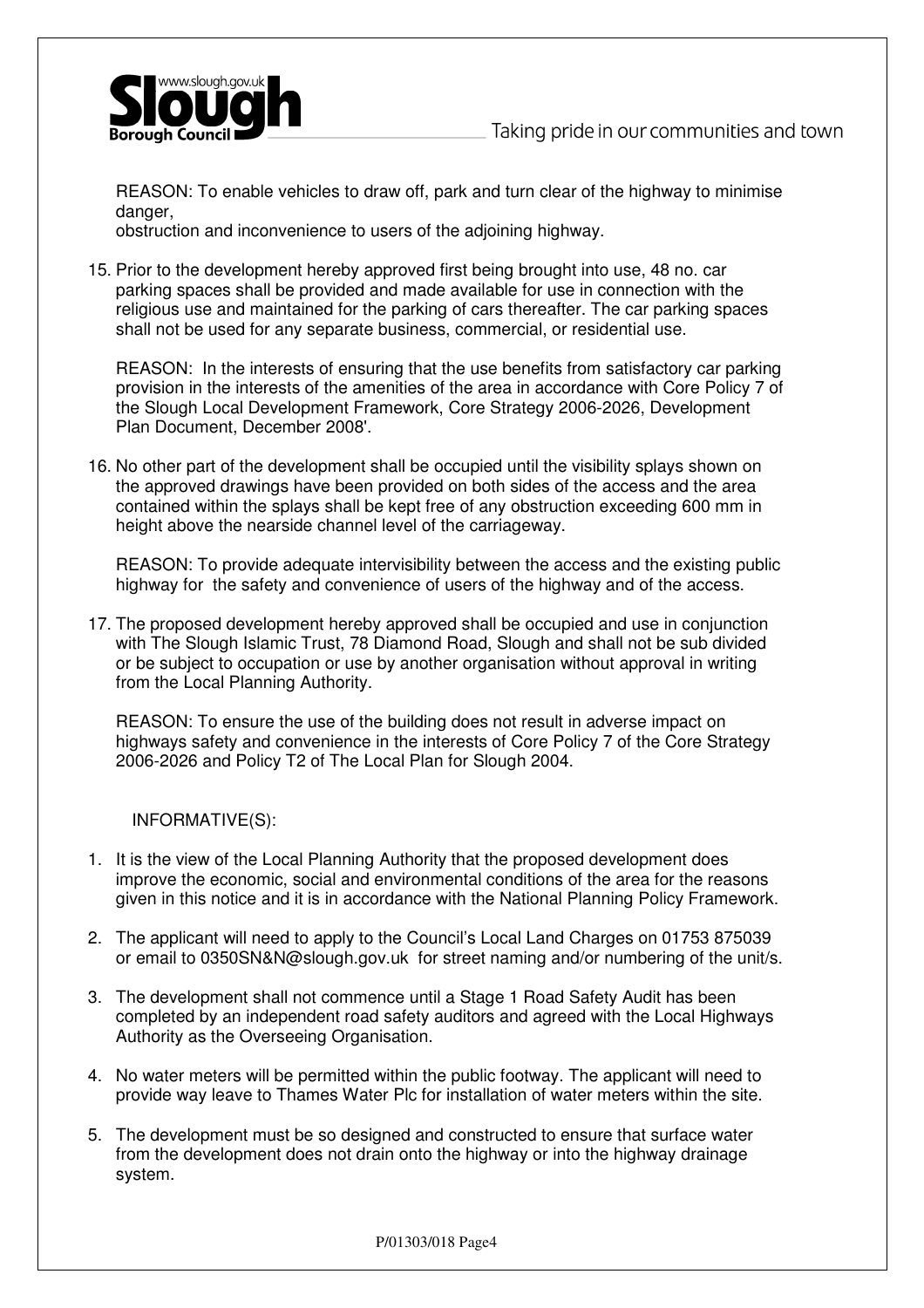REASON: To enable vehicles to draw off, park and turn clear of the highway to minimise danger,
obstruction and inconvenience to users of the adjoining highway.

15. Prior to the development hereby approved first being brought into use, 48 no. car parking spaces shall be provided and made available for use in connection with the religious use and maintained for the parking of cars thereafter. The car parking spaces shall not be used for any separate business, commercial, or residential use.

    REASON: In the interests of ensuring that the use benefits from satisfactory car parking provision in the interests of the amenities of the area in accordance with Core Policy 7 of the Slough Local Development Framework, Core Strategy 2006-2026, Development Plan Document, December 2008'.

16. No other part of the development shall be occupied until the visibility splays shown on the approved drawings have been provided on both sides of the access and the area contained within the splays shall be kept free of any obstruction exceeding 600 mm in height above the nearside channel level of the carriageway.

    REASON: To provide adequate intervisibility between the access and the existing public highway for the safety and convenience of users of the highway and of the access.

17. The proposed development hereby approved shall be occupied and use in conjunction with The Slough Islamic Trust, 78 Diamond Road, Slough and shall not be sub divided or be subject to occupation or use by another organisation without approval in writing from the Local Planning Authority.

    REASON: To ensure the use of the building does not result in adverse impact on highways safety and convenience in the interests of Core Policy 7 of the Core Strategy 2006-2026 and Policy T2 of The Local Plan for Slough 2004.

INFORMATIVE(S):

1. It is the view of the Local Planning Authority that the proposed development does improve the economic, social and environmental conditions of the area for the reasons given in this notice and it is in accordance with the National Planning Policy Framework.

2. The applicant will need to apply to the Council's Local Land Charges on 01753 875039 or email to 0350SN&N@slough.gov.uk for street naming and/or numbering of the unit/s.

3. The development shall not commence until a Stage 1 Road Safety Audit has been completed by an independent road safety auditors and agreed with the Local Highways Authority as the Overseeing Organisation.

4. No water meters will be permitted within the public footway. The applicant will need to provide way leave to Thames Water Plc for installation of water meters within the site.

5. The development must be so designed and constructed to ensure that surface water from the development does not drain onto the highway or into the highway drainage system.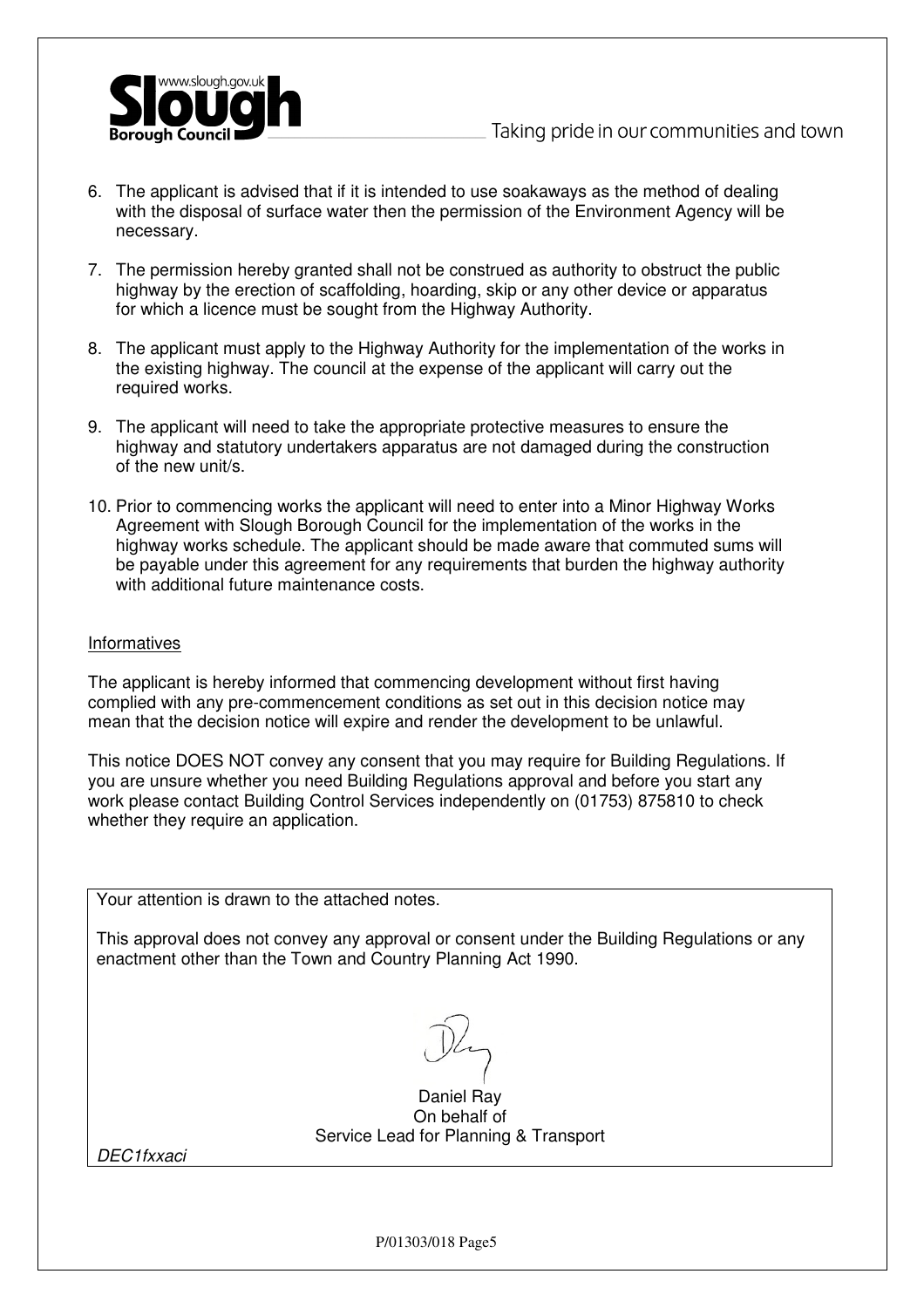6. The applicant is advised that if it is intended to use soakaways as the method of dealing with the disposal of surface water then the permission of the Environment Agency will be necessary.

7. The permission hereby granted shall not be construed as authority to obstruct the public highway by the erection of scaffolding, hoarding, skip or any other device or apparatus for which a licence must be sought from the Highway Authority.

8. The applicant must apply to the Highway Authority for the implementation of the works in the existing highway. The council at the expense of the applicant will carry out the required works.

9. The applicant will need to take the appropriate protective measures to ensure the highway and statutory undertakers apparatus are not damaged during the construction of the new unit/s.

10. Prior to commencing works the applicant will need to enter into a Minor Highway Works Agreement with Slough Borough Council for the implementation of the works in the highway works schedule. The applicant should be made aware that commuted sums will be payable under this agreement for any requirements that burden the highway authority with additional future maintenance costs.

<u>Informatives</u>

The applicant is hereby informed that commencing development without first having complied with any pre-commencement conditions as set out in this decision notice may mean that the decision notice will expire and render the development to be unlawful.

This notice DOES NOT convey any consent that you may require for Building Regulations. If you are unsure whether you need Building Regulations approval and before you start any work please contact Building Control Services independently on (01753) 875810 to check whether they require an application.

Your attention is drawn to the attached notes.

This approval does not convey any approval or consent under the Building Regulations or any enactment other than the Town and Country Planning Act 1990.

Daniel Ray
On behalf of
Service Lead for Planning & Transport

*DEC1fxxaci*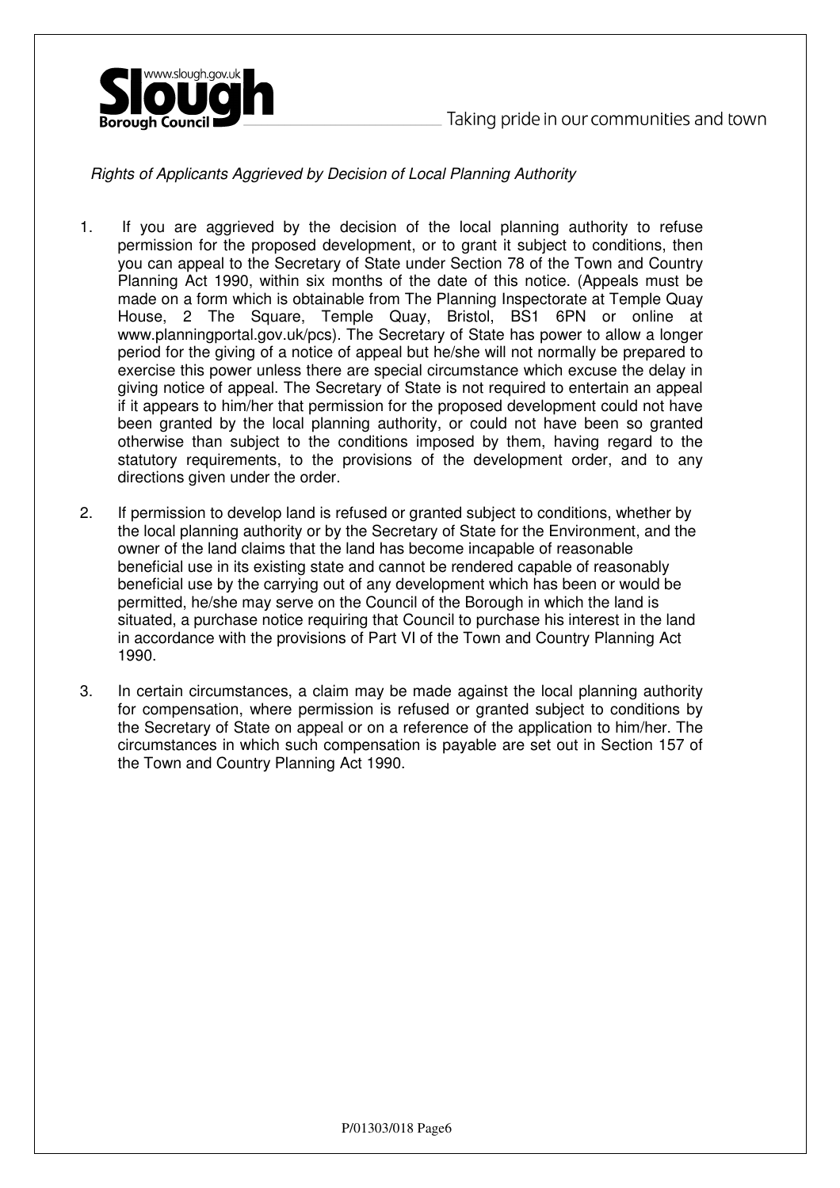*Rights of Applicants Aggrieved by Decision of Local Planning Authority*

1. If you are aggrieved by the decision of the local planning authority to refuse permission for the proposed development, or to grant it subject to conditions, then you can appeal to the Secretary of State under Section 78 of the Town and Country Planning Act 1990, within six months of the date of this notice. (Appeals must be made on a form which is obtainable from The Planning Inspectorate at Temple Quay House, 2 The Square, Temple Quay, Bristol, BS1 6PN or online at www.planningportal.gov.uk/pcs). The Secretary of State has power to allow a longer period for the giving of a notice of appeal but he/she will not normally be prepared to exercise this power unless there are special circumstance which excuse the delay in giving notice of appeal. The Secretary of State is not required to entertain an appeal if it appears to him/her that permission for the proposed development could not have been granted by the local planning authority, or could not have been so granted otherwise than subject to the conditions imposed by them, having regard to the statutory requirements, to the provisions of the development order, and to any directions given under the order.

2. If permission to develop land is refused or granted subject to conditions, whether by the local planning authority or by the Secretary of State for the Environment, and the owner of the land claims that the land has become incapable of reasonable beneficial use in its existing state and cannot be rendered capable of reasonably beneficial use by the carrying out of any development which has been or would be permitted, he/she may serve on the Council of the Borough in which the land is situated, a purchase notice requiring that Council to purchase his interest in the land in accordance with the provisions of Part VI of the Town and Country Planning Act 1990.

3. In certain circumstances, a claim may be made against the local planning authority for compensation, where permission is refused or granted subject to conditions by the Secretary of State on appeal or on a reference of the application to him/her. The circumstances in which such compensation is payable are set out in Section 157 of the Town and Country Planning Act 1990.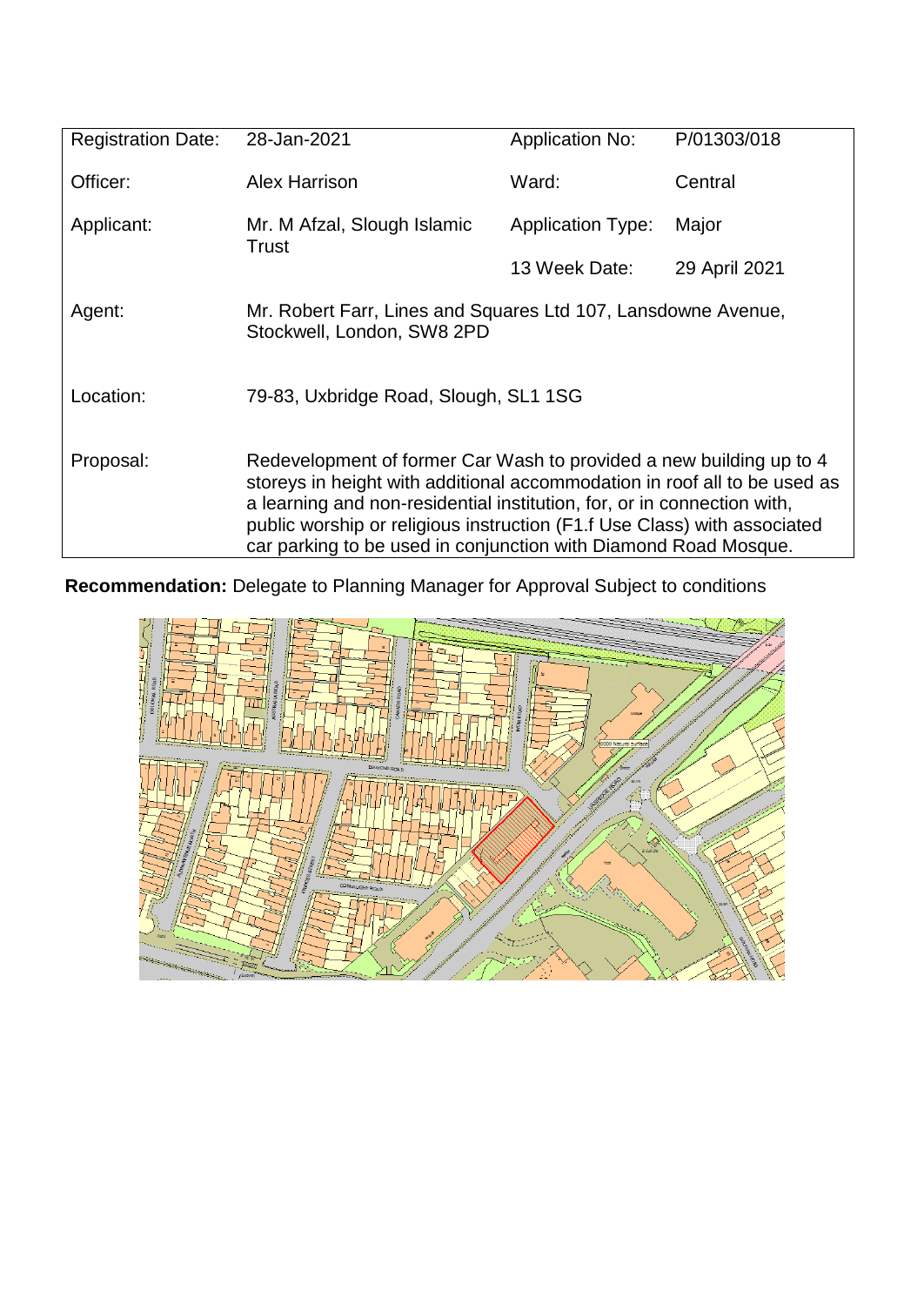| Registration Date: | 28-Jan-2021 | Application No: | P/01303/018 |
|---|---|---|---|
| Officer: | Alex Harrison | Ward: | Central |
| Applicant: | Mr. M Afzal, Slough Islamic Trust | Application Type: | Major |
| | | 13 Week Date: | 29 April 2021 |
| Agent: | Mr. Robert Farr, Lines and Squares Ltd 107, Lansdowne Avenue, Stockwell, London, SW8 2PD | | |
| Location: | 79-83, Uxbridge Road, Slough, SL1 1SG | | |
| Proposal: | Redevelopment of former Car Wash to provided a new building up to 4 storeys in height with additional accommodation in roof all to be used as a learning and non-residential institution, for, or in connection with, public worship or religious instruction (F1.f Use Class) with associated car parking to be used in conjunction with Diamond Road Mosque. | | |

**Recommendation:** Delegate to Planning Manager for Approval Subject to conditions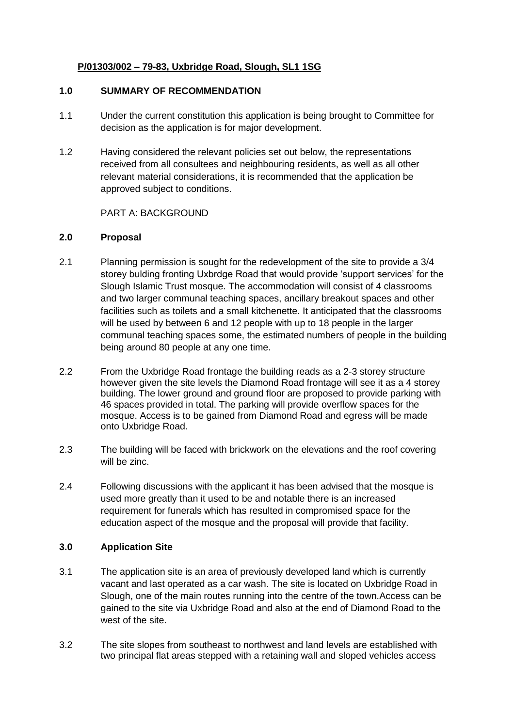**P/01303/002 – 79-83, Uxbridge Road, Slough, SL1 1SG**

**1.0 SUMMARY OF RECOMMENDATION**

1.1 Under the current constitution this application is being brought to Committee for decision as the application is for major development.

1.2 Having considered the relevant policies set out below, the representations received from all consultees and neighbouring residents, as well as all other relevant material considerations, it is recommended that the application be approved subject to conditions.

PART A: BACKGROUND

**2.0 Proposal**

2.1 Planning permission is sought for the redevelopment of the site to provide a 3/4 storey bulding fronting Uxbrdge Road that would provide 'support services' for the Slough Islamic Trust mosque. The accommodation will consist of 4 classrooms and two larger communal teaching spaces, ancillary breakout spaces and other facilities such as toilets and a small kitchenette. It anticipated that the classrooms will be used by between 6 and 12 people with up to 18 people in the larger communal teaching spaces some, the estimated numbers of people in the building being around 80 people at any one time.

2.2 From the Uxbridge Road frontage the building reads as a 2-3 storey structure however given the site levels the Diamond Road frontage will see it as a 4 storey building. The lower ground and ground floor are proposed to provide parking with 46 spaces provided in total. The parking will provide overflow spaces for the mosque. Access is to be gained from Diamond Road and egress will be made onto Uxbridge Road.

2.3 The building will be faced with brickwork on the elevations and the roof covering will be zinc.

2.4 Following discussions with the applicant it has been advised that the mosque is used more greatly than it used to be and notable there is an increased requirement for funerals which has resulted in compromised space for the education aspect of the mosque and the proposal will provide that facility.

**3.0 Application Site**

3.1 The application site is an area of previously developed land which is currently vacant and last operated as a car wash. The site is located on Uxbridge Road in Slough, one of the main routes running into the centre of the town.Access can be gained to the site via Uxbridge Road and also at the end of Diamond Road to the west of the site.

3.2 The site slopes from southeast to northwest and land levels are established with two principal flat areas stepped with a retaining wall and sloped vehicles access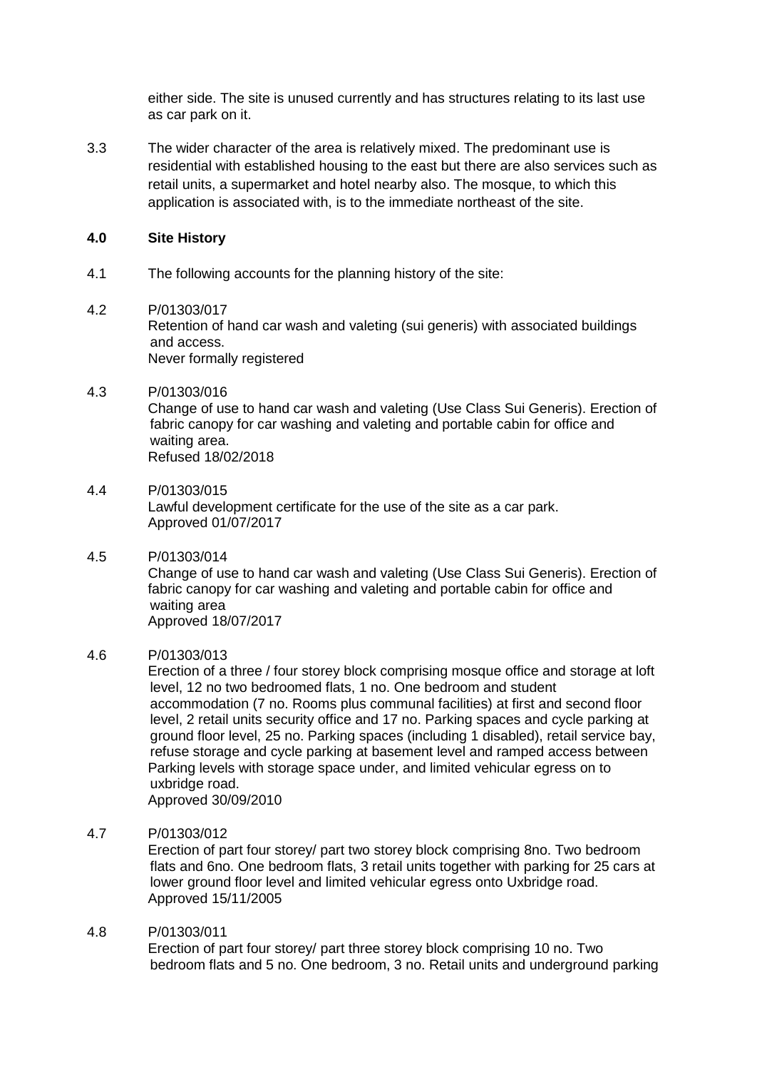either side. The site is unused currently and has structures relating to its last use as car park on it.

3.3 The wider character of the area is relatively mixed. The predominant use is residential with established housing to the east but there are also services such as retail units, a supermarket and hotel nearby also. The mosque, to which this application is associated with, is to the immediate northeast of the site.

## 4.0 Site History

4.1 The following accounts for the planning history of the site:

4.2 P/01303/017
Retention of hand car wash and valeting (sui generis) with associated buildings and access.
Never formally registered

4.3 P/01303/016
Change of use to hand car wash and valeting (Use Class Sui Generis). Erection of fabric canopy for car washing and valeting and portable cabin for office and waiting area.
Refused 18/02/2018

4.4 P/01303/015
Lawful development certificate for the use of the site as a car park.
Approved 01/07/2017

4.5 P/01303/014
Change of use to hand car wash and valeting (Use Class Sui Generis). Erection of fabric canopy for car washing and valeting and portable cabin for office and waiting area
Approved 18/07/2017

4.6 P/01303/013
Erection of a three / four storey block comprising mosque office and storage at loft level, 12 no two bedroomed flats, 1 no. One bedroom and student accommodation (7 no. Rooms plus communal facilities) at first and second floor level, 2 retail units security office and 17 no. Parking spaces and cycle parking at ground floor level, 25 no. Parking spaces (including 1 disabled), retail service bay, refuse storage and cycle parking at basement level and ramped access between Parking levels with storage space under, and limited vehicular egress on to uxbridge road.
Approved 30/09/2010

4.7 P/01303/012
Erection of part four storey/ part two storey block comprising 8no. Two bedroom flats and 6no. One bedroom flats, 3 retail units together with parking for 25 cars at lower ground floor level and limited vehicular egress onto Uxbridge road.
Approved 15/11/2005

4.8 P/01303/011
Erection of part four storey/ part three storey block comprising 10 no. Two bedroom flats and 5 no. One bedroom, 3 no. Retail units and underground parking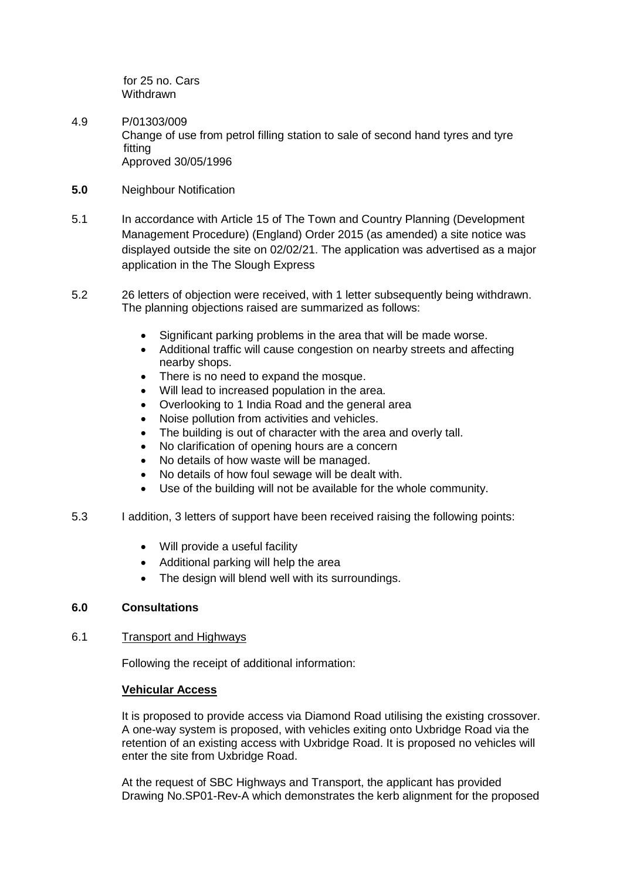for 25 no. Cars
Withdrawn

4.9 P/01303/009
Change of use from petrol filling station to sale of second hand tyres and tyre fitting
Approved 30/05/1996

**5.0** Neighbour Notification

5.1 In accordance with Article 15 of The Town and Country Planning (Development Management Procedure) (England) Order 2015 (as amended) a site notice was displayed outside the site on 02/02/21. The application was advertised as a major application in the The Slough Express

5.2 26 letters of objection were received, with 1 letter subsequently being withdrawn. The planning objections raised are summarized as follows:

- Significant parking problems in the area that will be made worse.
- Additional traffic will cause congestion on nearby streets and affecting nearby shops.
- There is no need to expand the mosque.
- Will lead to increased population in the area.
- Overlooking to 1 India Road and the general area
- Noise pollution from activities and vehicles.
- The building is out of character with the area and overly tall.
- No clarification of opening hours are a concern
- No details of how waste will be managed.
- No details of how foul sewage will be dealt with.
- Use of the building will not be available for the whole community.

5.3 I addition, 3 letters of support have been received raising the following points:

- Will provide a useful facility
- Additional parking will help the area
- The design will blend well with its surroundings.

## 6.0 Consultations

6.1 Transport and Highways

Following the receipt of additional information:

**Vehicular Access**

It is proposed to provide access via Diamond Road utilising the existing crossover. A one-way system is proposed, with vehicles exiting onto Uxbridge Road via the retention of an existing access with Uxbridge Road. It is proposed no vehicles will enter the site from Uxbridge Road.

At the request of SBC Highways and Transport, the applicant has provided Drawing No.SP01-Rev-A which demonstrates the kerb alignment for the proposed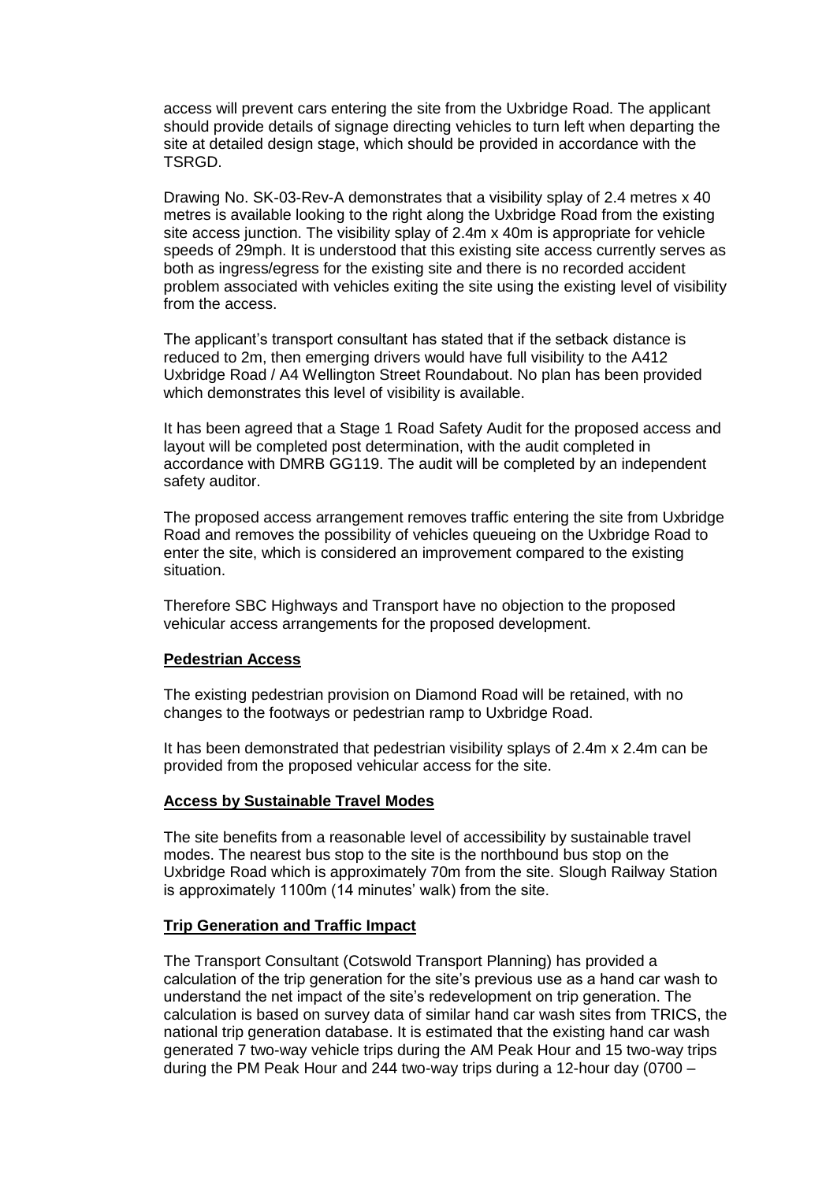access will prevent cars entering the site from the Uxbridge Road. The applicant should provide details of signage directing vehicles to turn left when departing the site at detailed design stage, which should be provided in accordance with the TSRGD.

Drawing No. SK-03-Rev-A demonstrates that a visibility splay of 2.4 metres x 40 metres is available looking to the right along the Uxbridge Road from the existing site access junction. The visibility splay of 2.4m x 40m is appropriate for vehicle speeds of 29mph. It is understood that this existing site access currently serves as both as ingress/egress for the existing site and there is no recorded accident problem associated with vehicles exiting the site using the existing level of visibility from the access.

The applicant's transport consultant has stated that if the setback distance is reduced to 2m, then emerging drivers would have full visibility to the A412 Uxbridge Road / A4 Wellington Street Roundabout. No plan has been provided which demonstrates this level of visibility is available.

It has been agreed that a Stage 1 Road Safety Audit for the proposed access and layout will be completed post determination, with the audit completed in accordance with DMRB GG119. The audit will be completed by an independent safety auditor.

The proposed access arrangement removes traffic entering the site from Uxbridge Road and removes the possibility of vehicles queueing on the Uxbridge Road to enter the site, which is considered an improvement compared to the existing situation.

Therefore SBC Highways and Transport have no objection to the proposed vehicular access arrangements for the proposed development.

**Pedestrian Access**

The existing pedestrian provision on Diamond Road will be retained, with no changes to the footways or pedestrian ramp to Uxbridge Road.

It has been demonstrated that pedestrian visibility splays of 2.4m x 2.4m can be provided from the proposed vehicular access for the site.

**Access by Sustainable Travel Modes**

The site benefits from a reasonable level of accessibility by sustainable travel modes. The nearest bus stop to the site is the northbound bus stop on the Uxbridge Road which is approximately 70m from the site. Slough Railway Station is approximately 1100m (14 minutes' walk) from the site.

**Trip Generation and Traffic Impact**

The Transport Consultant (Cotswold Transport Planning) has provided a calculation of the trip generation for the site's previous use as a hand car wash to understand the net impact of the site's redevelopment on trip generation. The calculation is based on survey data of similar hand car wash sites from TRICS, the national trip generation database. It is estimated that the existing hand car wash generated 7 two-way vehicle trips during the AM Peak Hour and 15 two-way trips during the PM Peak Hour and 244 two-way trips during a 12-hour day (0700 –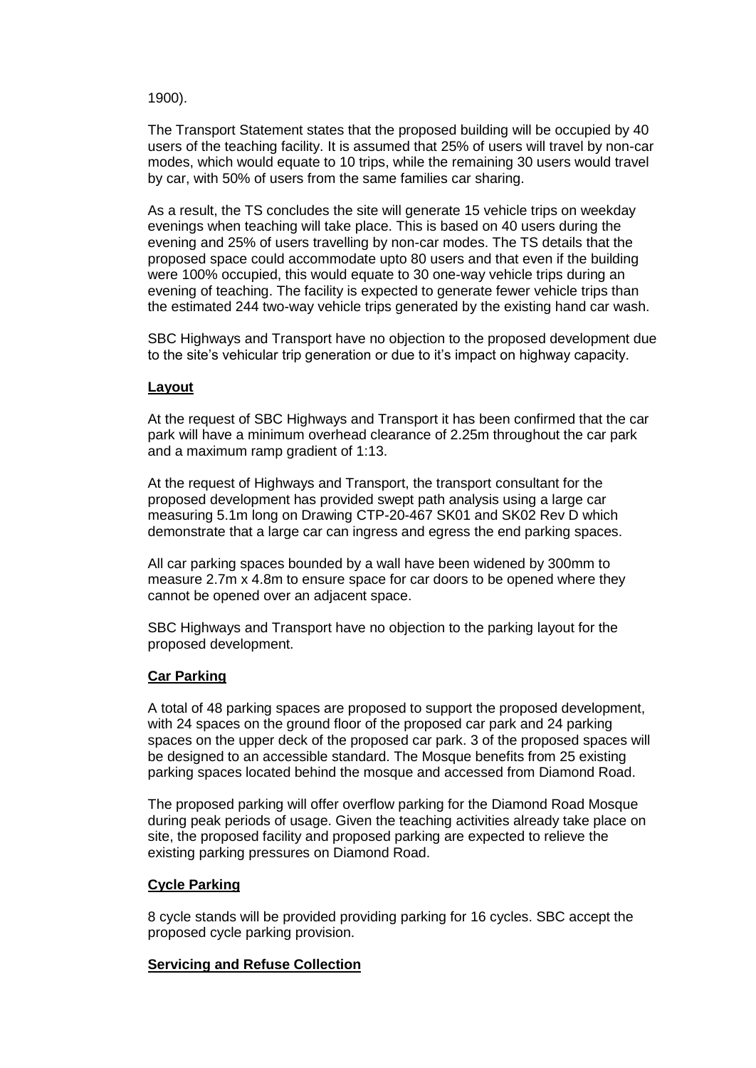1900).

The Transport Statement states that the proposed building will be occupied by 40 users of the teaching facility. It is assumed that 25% of users will travel by non-car modes, which would equate to 10 trips, while the remaining 30 users would travel by car, with 50% of users from the same families car sharing.

As a result, the TS concludes the site will generate 15 vehicle trips on weekday evenings when teaching will take place. This is based on 40 users during the evening and 25% of users travelling by non-car modes. The TS details that the proposed space could accommodate upto 80 users and that even if the building were 100% occupied, this would equate to 30 one-way vehicle trips during an evening of teaching. The facility is expected to generate fewer vehicle trips than the estimated 244 two-way vehicle trips generated by the existing hand car wash.

SBC Highways and Transport have no objection to the proposed development due to the site's vehicular trip generation or due to it's impact on highway capacity.

**Layout**

At the request of SBC Highways and Transport it has been confirmed that the car park will have a minimum overhead clearance of 2.25m throughout the car park and a maximum ramp gradient of 1:13.

At the request of Highways and Transport, the transport consultant for the proposed development has provided swept path analysis using a large car measuring 5.1m long on Drawing CTP-20-467 SK01 and SK02 Rev D which demonstrate that a large car can ingress and egress the end parking spaces.

All car parking spaces bounded by a wall have been widened by 300mm to measure 2.7m x 4.8m to ensure space for car doors to be opened where they cannot be opened over an adjacent space.

SBC Highways and Transport have no objection to the parking layout for the proposed development.

**Car Parking**

A total of 48 parking spaces are proposed to support the proposed development, with 24 spaces on the ground floor of the proposed car park and 24 parking spaces on the upper deck of the proposed car park. 3 of the proposed spaces will be designed to an accessible standard. The Mosque benefits from 25 existing parking spaces located behind the mosque and accessed from Diamond Road.

The proposed parking will offer overflow parking for the Diamond Road Mosque during peak periods of usage. Given the teaching activities already take place on site, the proposed facility and proposed parking are expected to relieve the existing parking pressures on Diamond Road.

**Cycle Parking**

8 cycle stands will be provided providing parking for 16 cycles. SBC accept the proposed cycle parking provision.

**Servicing and Refuse Collection**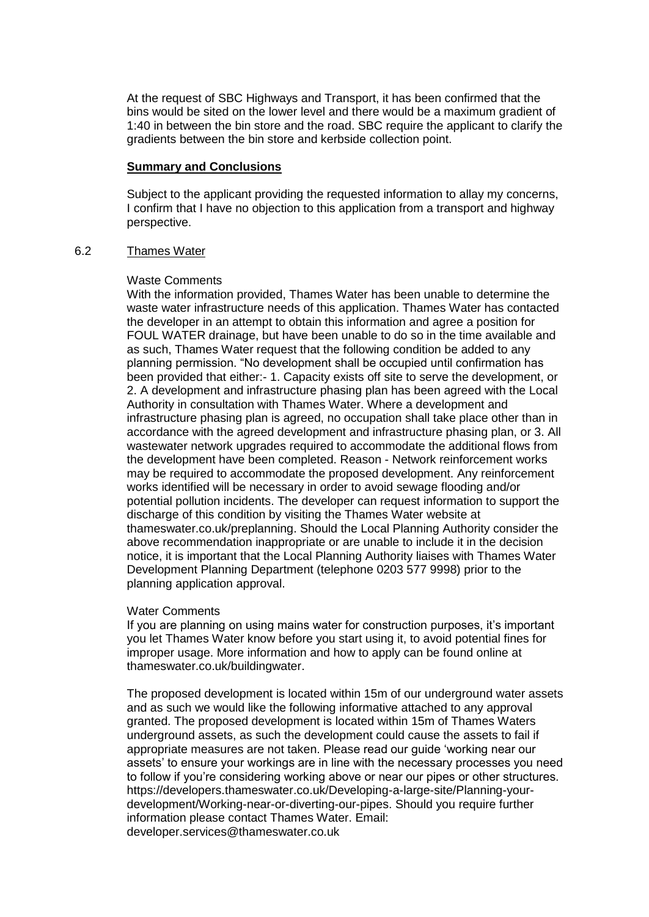At the request of SBC Highways and Transport, it has been confirmed that the bins would be sited on the lower level and there would be a maximum gradient of 1:40 in between the bin store and the road. SBC require the applicant to clarify the gradients between the bin store and kerbside collection point.

**Summary and Conclusions**

Subject to the applicant providing the requested information to allay my concerns, I confirm that I have no objection to this application from a transport and highway perspective.

6.2 Thames Water

Waste Comments

With the information provided, Thames Water has been unable to determine the waste water infrastructure needs of this application. Thames Water has contacted the developer in an attempt to obtain this information and agree a position for FOUL WATER drainage, but have been unable to do so in the time available and as such, Thames Water request that the following condition be added to any planning permission. "No development shall be occupied until confirmation has been provided that either:- 1. Capacity exists off site to serve the development, or 2. A development and infrastructure phasing plan has been agreed with the Local Authority in consultation with Thames Water. Where a development and infrastructure phasing plan is agreed, no occupation shall take place other than in accordance with the agreed development and infrastructure phasing plan, or 3. All wastewater network upgrades required to accommodate the additional flows from the development have been completed. Reason - Network reinforcement works may be required to accommodate the proposed development. Any reinforcement works identified will be necessary in order to avoid sewage flooding and/or potential pollution incidents. The developer can request information to support the discharge of this condition by visiting the Thames Water website at thameswater.co.uk/preplanning. Should the Local Planning Authority consider the above recommendation inappropriate or are unable to include it in the decision notice, it is important that the Local Planning Authority liaises with Thames Water Development Planning Department (telephone 0203 577 9998) prior to the planning application approval.

Water Comments

If you are planning on using mains water for construction purposes, it's important you let Thames Water know before you start using it, to avoid potential fines for improper usage. More information and how to apply can be found online at thameswater.co.uk/buildingwater.

The proposed development is located within 15m of our underground water assets and as such we would like the following informative attached to any approval granted. The proposed development is located within 15m of Thames Waters underground assets, as such the development could cause the assets to fail if appropriate measures are not taken. Please read our guide 'working near our assets' to ensure your workings are in line with the necessary processes you need to follow if you're considering working above or near our pipes or other structures. https://developers.thameswater.co.uk/Developing-a-large-site/Planning-your-development/Working-near-or-diverting-our-pipes. Should you require further information please contact Thames Water. Email: developer.services@thameswater.co.uk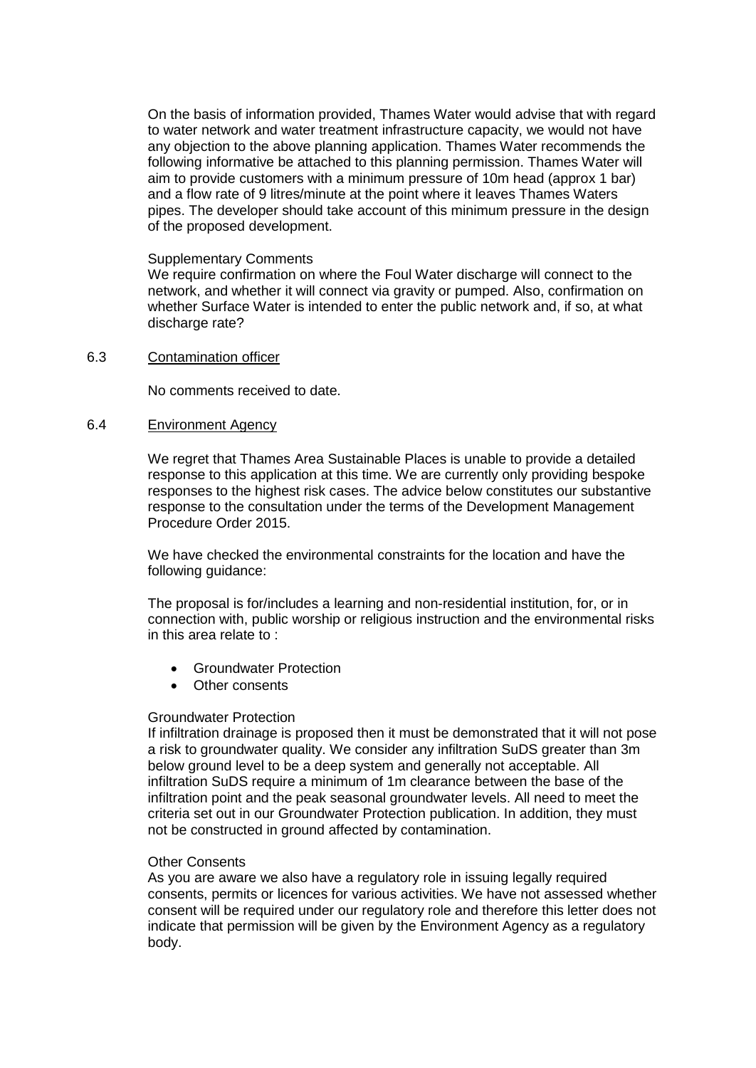On the basis of information provided, Thames Water would advise that with regard to water network and water treatment infrastructure capacity, we would not have any objection to the above planning application. Thames Water recommends the following informative be attached to this planning permission. Thames Water will aim to provide customers with a minimum pressure of 10m head (approx 1 bar) and a flow rate of 9 litres/minute at the point where it leaves Thames Waters pipes. The developer should take account of this minimum pressure in the design of the proposed development.

Supplementary Comments
We require confirmation on where the Foul Water discharge will connect to the network, and whether it will connect via gravity or pumped. Also, confirmation on whether Surface Water is intended to enter the public network and, if so, at what discharge rate?

6.3 Contamination officer

No comments received to date.

6.4 Environment Agency

We regret that Thames Area Sustainable Places is unable to provide a detailed response to this application at this time. We are currently only providing bespoke responses to the highest risk cases. The advice below constitutes our substantive response to the consultation under the terms of the Development Management Procedure Order 2015.

We have checked the environmental constraints for the location and have the following guidance:

The proposal is for/includes a learning and non-residential institution, for, or in connection with, public worship or religious instruction and the environmental risks in this area relate to :

- Groundwater Protection
- Other consents

Groundwater Protection
If infiltration drainage is proposed then it must be demonstrated that it will not pose a risk to groundwater quality. We consider any infiltration SuDS greater than 3m below ground level to be a deep system and generally not acceptable. All infiltration SuDS require a minimum of 1m clearance between the base of the infiltration point and the peak seasonal groundwater levels. All need to meet the criteria set out in our Groundwater Protection publication. In addition, they must not be constructed in ground affected by contamination.

Other Consents
As you are aware we also have a regulatory role in issuing legally required consents, permits or licences for various activities. We have not assessed whether consent will be required under our regulatory role and therefore this letter does not indicate that permission will be given by the Environment Agency as a regulatory body.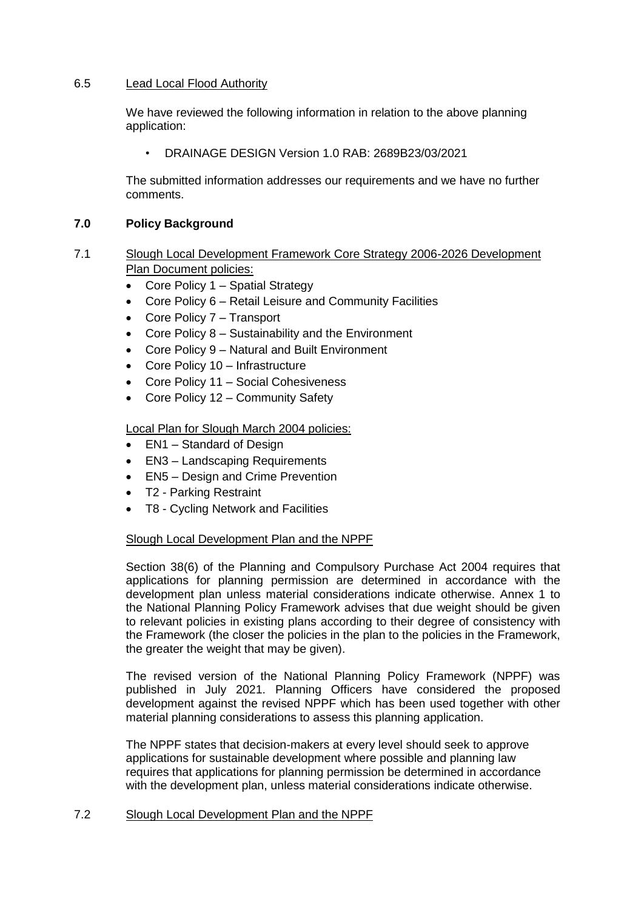6.5 Lead Local Flood Authority

We have reviewed the following information in relation to the above planning application:

- DRAINAGE DESIGN Version 1.0 RAB: 2689B23/03/2021

The submitted information addresses our requirements and we have no further comments.

## 7.0 Policy Background

7.1 Slough Local Development Framework Core Strategy 2006-2026 Development Plan Document policies:

- Core Policy 1 – Spatial Strategy
- Core Policy 6 – Retail Leisure and Community Facilities
- Core Policy 7 – Transport
- Core Policy 8 – Sustainability and the Environment
- Core Policy 9 – Natural and Built Environment
- Core Policy 10 – Infrastructure
- Core Policy 11 – Social Cohesiveness
- Core Policy 12 – Community Safety

Local Plan for Slough March 2004 policies:

- EN1 – Standard of Design
- EN3 – Landscaping Requirements
- EN5 – Design and Crime Prevention
- T2 - Parking Restraint
- T8 - Cycling Network and Facilities

Slough Local Development Plan and the NPPF

Section 38(6) of the Planning and Compulsory Purchase Act 2004 requires that applications for planning permission are determined in accordance with the development plan unless material considerations indicate otherwise. Annex 1 to the National Planning Policy Framework advises that due weight should be given to relevant policies in existing plans according to their degree of consistency with the Framework (the closer the policies in the plan to the policies in the Framework, the greater the weight that may be given).

The revised version of the National Planning Policy Framework (NPPF) was published in July 2021. Planning Officers have considered the proposed development against the revised NPPF which has been used together with other material planning considerations to assess this planning application.

The NPPF states that decision-makers at every level should seek to approve applications for sustainable development where possible and planning law requires that applications for planning permission be determined in accordance with the development plan, unless material considerations indicate otherwise.

7.2 Slough Local Development Plan and the NPPF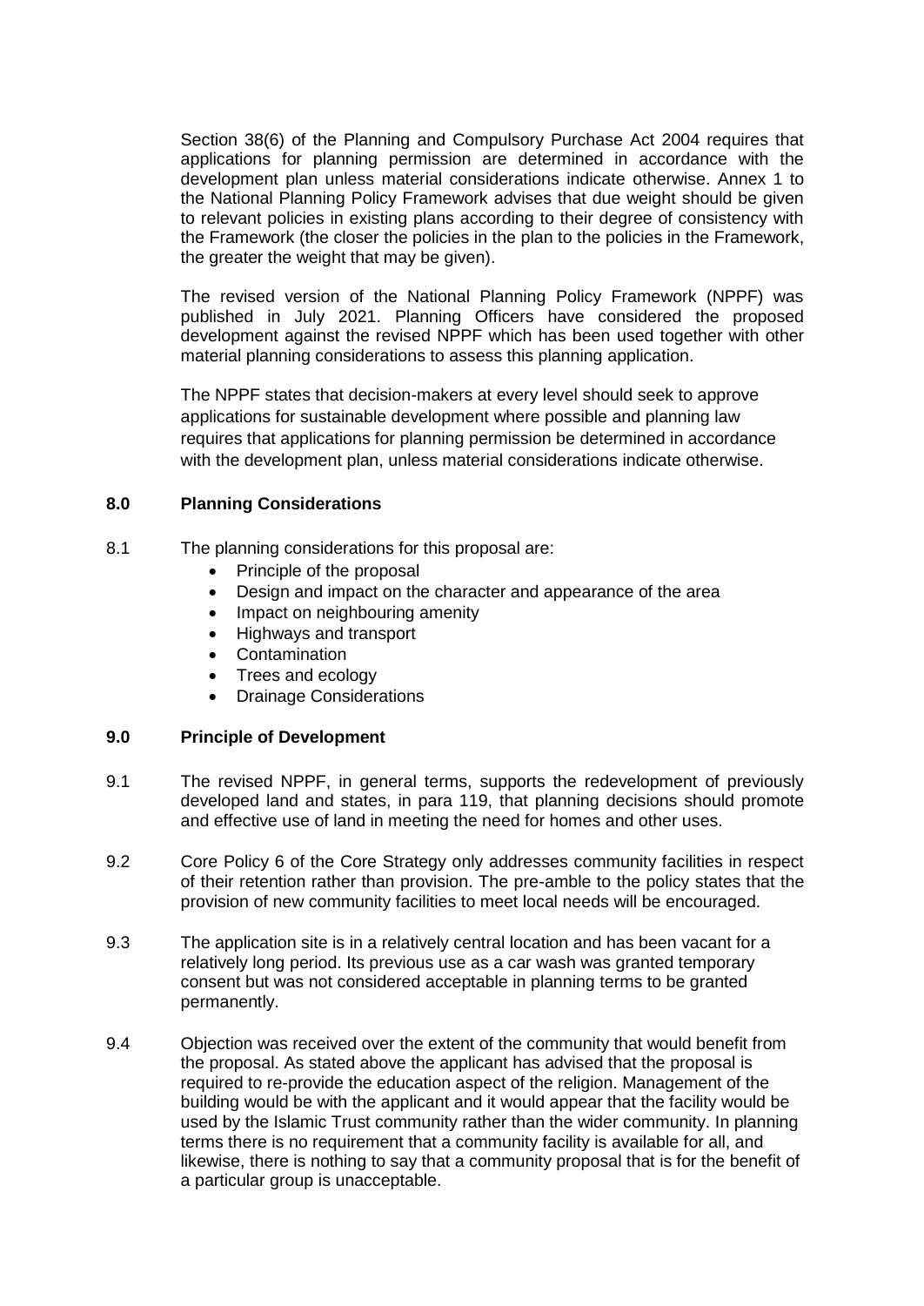Section 38(6) of the Planning and Compulsory Purchase Act 2004 requires that applications for planning permission are determined in accordance with the development plan unless material considerations indicate otherwise. Annex 1 to the National Planning Policy Framework advises that due weight should be given to relevant policies in existing plans according to their degree of consistency with the Framework (the closer the policies in the plan to the policies in the Framework, the greater the weight that may be given).

The revised version of the National Planning Policy Framework (NPPF) was published in July 2021. Planning Officers have considered the proposed development against the revised NPPF which has been used together with other material planning considerations to assess this planning application.

The NPPF states that decision-makers at every level should seek to approve applications for sustainable development where possible and planning law requires that applications for planning permission be determined in accordance with the development plan, unless material considerations indicate otherwise.

## 8.0 Planning Considerations

8.1 The planning considerations for this proposal are:

- Principle of the proposal
- Design and impact on the character and appearance of the area
- Impact on neighbouring amenity
- Highways and transport
- Contamination
- Trees and ecology
- Drainage Considerations

## 9.0 Principle of Development

9.1 The revised NPPF, in general terms, supports the redevelopment of previously developed land and states, in para 119, that planning decisions should promote and effective use of land in meeting the need for homes and other uses.

9.2 Core Policy 6 of the Core Strategy only addresses community facilities in respect of their retention rather than provision. The pre-amble to the policy states that the provision of new community facilities to meet local needs will be encouraged.

9.3 The application site is in a relatively central location and has been vacant for a relatively long period. Its previous use as a car wash was granted temporary consent but was not considered acceptable in planning terms to be granted permanently.

9.4 Objection was received over the extent of the community that would benefit from the proposal. As stated above the applicant has advised that the proposal is required to re-provide the education aspect of the religion. Management of the building would be with the applicant and it would appear that the facility would be used by the Islamic Trust community rather than the wider community. In planning terms there is no requirement that a community facility is available for all, and likewise, there is nothing to say that a community proposal that is for the benefit of a particular group is unacceptable.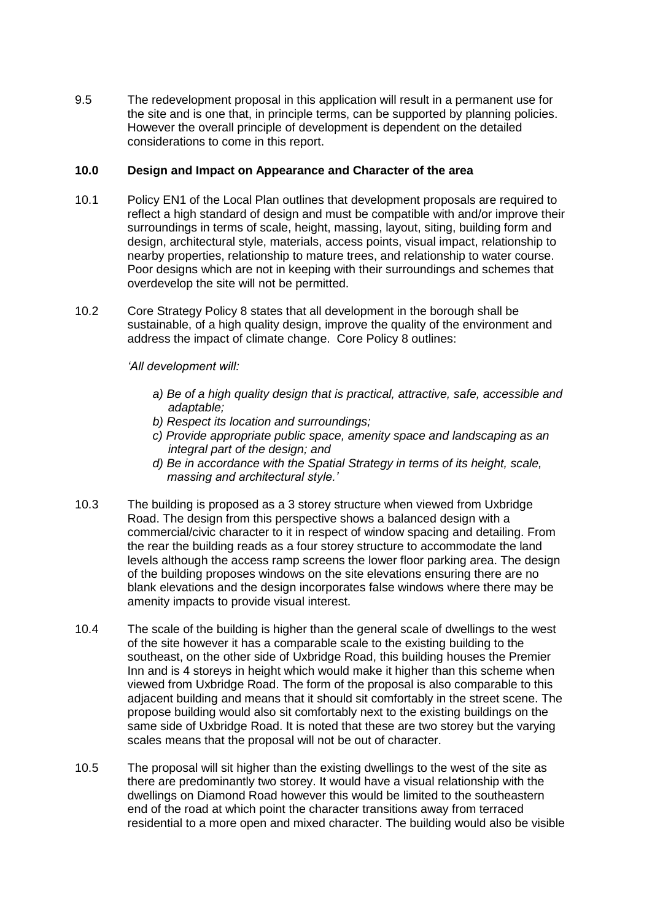9.5 The redevelopment proposal in this application will result in a permanent use for the site and is one that, in principle terms, can be supported by planning policies. However the overall principle of development is dependent on the detailed considerations to come in this report.

## 10.0 Design and Impact on Appearance and Character of the area

10.1 Policy EN1 of the Local Plan outlines that development proposals are required to reflect a high standard of design and must be compatible with and/or improve their surroundings in terms of scale, height, massing, layout, siting, building form and design, architectural style, materials, access points, visual impact, relationship to nearby properties, relationship to mature trees, and relationship to water course. Poor designs which are not in keeping with their surroundings and schemes that overdevelop the site will not be permitted.

10.2 Core Strategy Policy 8 states that all development in the borough shall be sustainable, of a high quality design, improve the quality of the environment and address the impact of climate change. Core Policy 8 outlines:

*'All development will:*

- *a) Be of a high quality design that is practical, attractive, safe, accessible and adaptable;*
- *b) Respect its location and surroundings;*
- *c) Provide appropriate public space, amenity space and landscaping as an integral part of the design; and*
- *d) Be in accordance with the Spatial Strategy in terms of its height, scale, massing and architectural style.'*

10.3 The building is proposed as a 3 storey structure when viewed from Uxbridge Road. The design from this perspective shows a balanced design with a commercial/civic character to it in respect of window spacing and detailing. From the rear the building reads as a four storey structure to accommodate the land levels although the access ramp screens the lower floor parking area. The design of the building proposes windows on the site elevations ensuring there are no blank elevations and the design incorporates false windows where there may be amenity impacts to provide visual interest.

10.4 The scale of the building is higher than the general scale of dwellings to the west of the site however it has a comparable scale to the existing building to the southeast, on the other side of Uxbridge Road, this building houses the Premier Inn and is 4 storeys in height which would make it higher than this scheme when viewed from Uxbridge Road. The form of the proposal is also comparable to this adjacent building and means that it should sit comfortably in the street scene. The propose building would also sit comfortably next to the existing buildings on the same side of Uxbridge Road. It is noted that these are two storey but the varying scales means that the proposal will not be out of character.

10.5 The proposal will sit higher than the existing dwellings to the west of the site as there are predominantly two storey. It would have a visual relationship with the dwellings on Diamond Road however this would be limited to the southeastern end of the road at which point the character transitions away from terraced residential to a more open and mixed character. The building would also be visible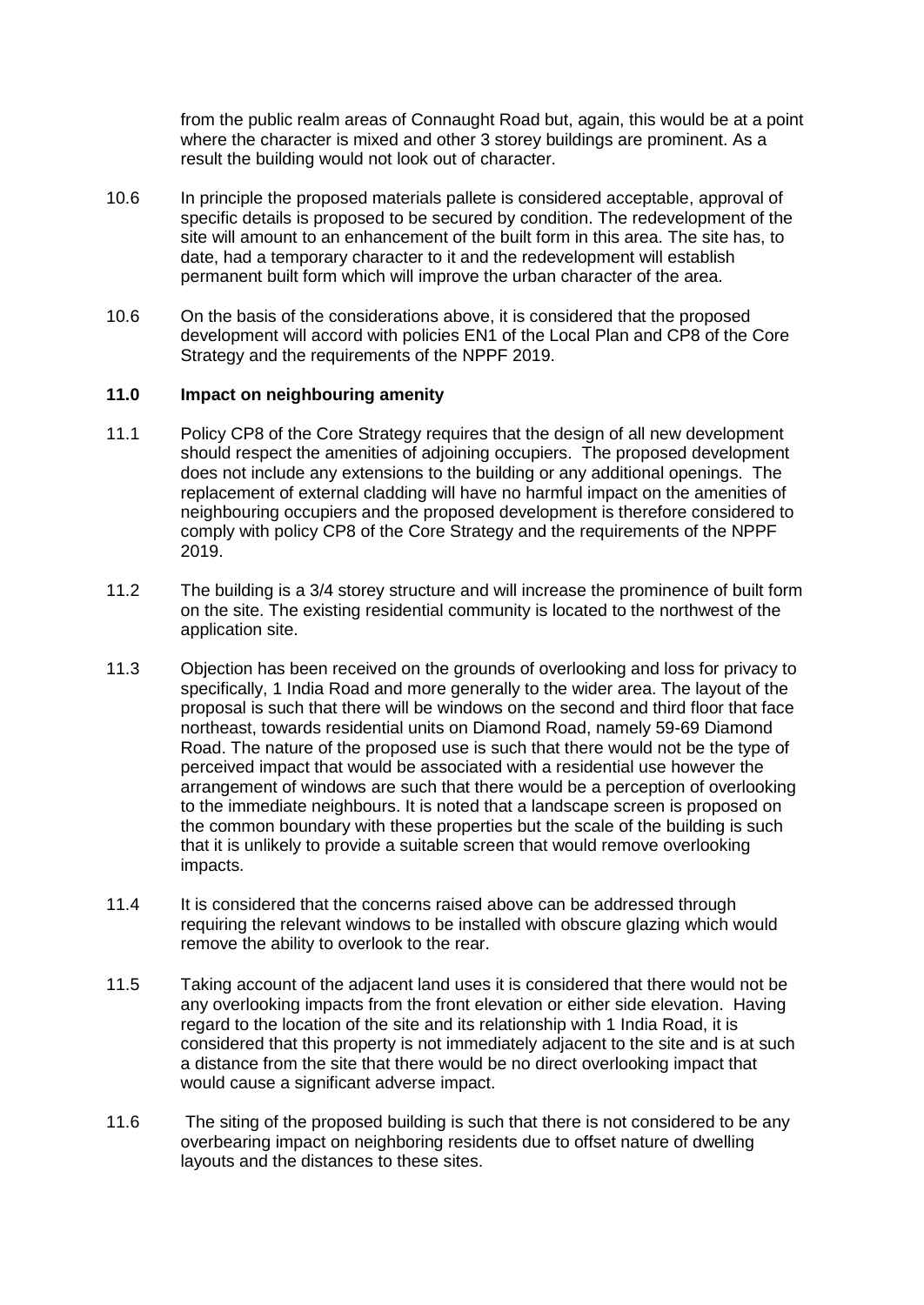from the public realm areas of Connaught Road but, again, this would be at a point where the character is mixed and other 3 storey buildings are prominent. As a result the building would not look out of character.

10.6 In principle the proposed materials pallete is considered acceptable, approval of specific details is proposed to be secured by condition. The redevelopment of the site will amount to an enhancement of the built form in this area. The site has, to date, had a temporary character to it and the redevelopment will establish permanent built form which will improve the urban character of the area.

10.6 On the basis of the considerations above, it is considered that the proposed development will accord with policies EN1 of the Local Plan and CP8 of the Core Strategy and the requirements of the NPPF 2019.

## 11.0 Impact on neighbouring amenity

11.1 Policy CP8 of the Core Strategy requires that the design of all new development should respect the amenities of adjoining occupiers. The proposed development does not include any extensions to the building or any additional openings. The replacement of external cladding will have no harmful impact on the amenities of neighbouring occupiers and the proposed development is therefore considered to comply with policy CP8 of the Core Strategy and the requirements of the NPPF 2019.

11.2 The building is a 3/4 storey structure and will increase the prominence of built form on the site. The existing residential community is located to the northwest of the application site.

11.3 Objection has been received on the grounds of overlooking and loss for privacy to specifically, 1 India Road and more generally to the wider area. The layout of the proposal is such that there will be windows on the second and third floor that face northeast, towards residential units on Diamond Road, namely 59-69 Diamond Road. The nature of the proposed use is such that there would not be the type of perceived impact that would be associated with a residential use however the arrangement of windows are such that there would be a perception of overlooking to the immediate neighbours. It is noted that a landscape screen is proposed on the common boundary with these properties but the scale of the building is such that it is unlikely to provide a suitable screen that would remove overlooking impacts.

11.4 It is considered that the concerns raised above can be addressed through requiring the relevant windows to be installed with obscure glazing which would remove the ability to overlook to the rear.

11.5 Taking account of the adjacent land uses it is considered that there would not be any overlooking impacts from the front elevation or either side elevation. Having regard to the location of the site and its relationship with 1 India Road, it is considered that this property is not immediately adjacent to the site and is at such a distance from the site that there would be no direct overlooking impact that would cause a significant adverse impact.

11.6 The siting of the proposed building is such that there is not considered to be any overbearing impact on neighboring residents due to offset nature of dwelling layouts and the distances to these sites.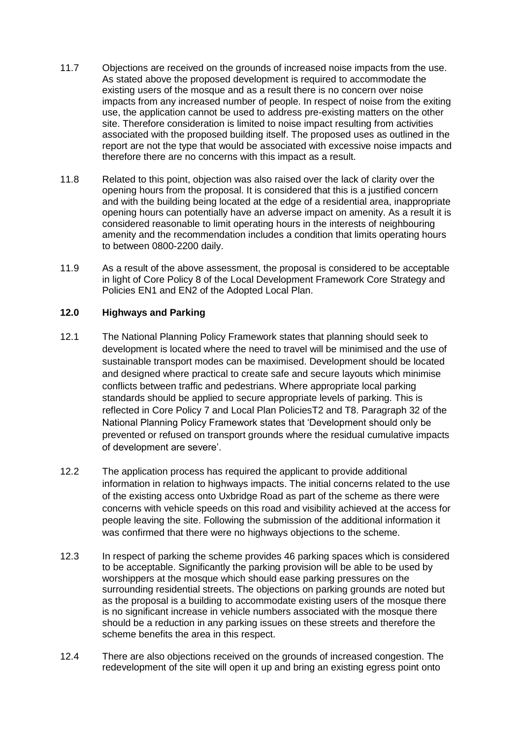11.7 Objections are received on the grounds of increased noise impacts from the use. As stated above the proposed development is required to accommodate the existing users of the mosque and as a result there is no concern over noise impacts from any increased number of people. In respect of noise from the exiting use, the application cannot be used to address pre-existing matters on the other site. Therefore consideration is limited to noise impact resulting from activities associated with the proposed building itself. The proposed uses as outlined in the report are not the type that would be associated with excessive noise impacts and therefore there are no concerns with this impact as a result.

11.8 Related to this point, objection was also raised over the lack of clarity over the opening hours from the proposal. It is considered that this is a justified concern and with the building being located at the edge of a residential area, inappropriate opening hours can potentially have an adverse impact on amenity. As a result it is considered reasonable to limit operating hours in the interests of neighbouring amenity and the recommendation includes a condition that limits operating hours to between 0800-2200 daily.

11.9 As a result of the above assessment, the proposal is considered to be acceptable in light of Core Policy 8 of the Local Development Framework Core Strategy and Policies EN1 and EN2 of the Adopted Local Plan.

## 12.0 Highways and Parking

12.1 The National Planning Policy Framework states that planning should seek to development is located where the need to travel will be minimised and the use of sustainable transport modes can be maximised. Development should be located and designed where practical to create safe and secure layouts which minimise conflicts between traffic and pedestrians. Where appropriate local parking standards should be applied to secure appropriate levels of parking. This is reflected in Core Policy 7 and Local Plan PoliciesT2 and T8. Paragraph 32 of the National Planning Policy Framework states that 'Development should only be prevented or refused on transport grounds where the residual cumulative impacts of development are severe'.

12.2 The application process has required the applicant to provide additional information in relation to highways impacts. The initial concerns related to the use of the existing access onto Uxbridge Road as part of the scheme as there were concerns with vehicle speeds on this road and visibility achieved at the access for people leaving the site. Following the submission of the additional information it was confirmed that there were no highways objections to the scheme.

12.3 In respect of parking the scheme provides 46 parking spaces which is considered to be acceptable. Significantly the parking provision will be able to be used by worshippers at the mosque which should ease parking pressures on the surrounding residential streets. The objections on parking grounds are noted but as the proposal is a building to accommodate existing users of the mosque there is no significant increase in vehicle numbers associated with the mosque there should be a reduction in any parking issues on these streets and therefore the scheme benefits the area in this respect.

12.4 There are also objections received on the grounds of increased congestion. The redevelopment of the site will open it up and bring an existing egress point onto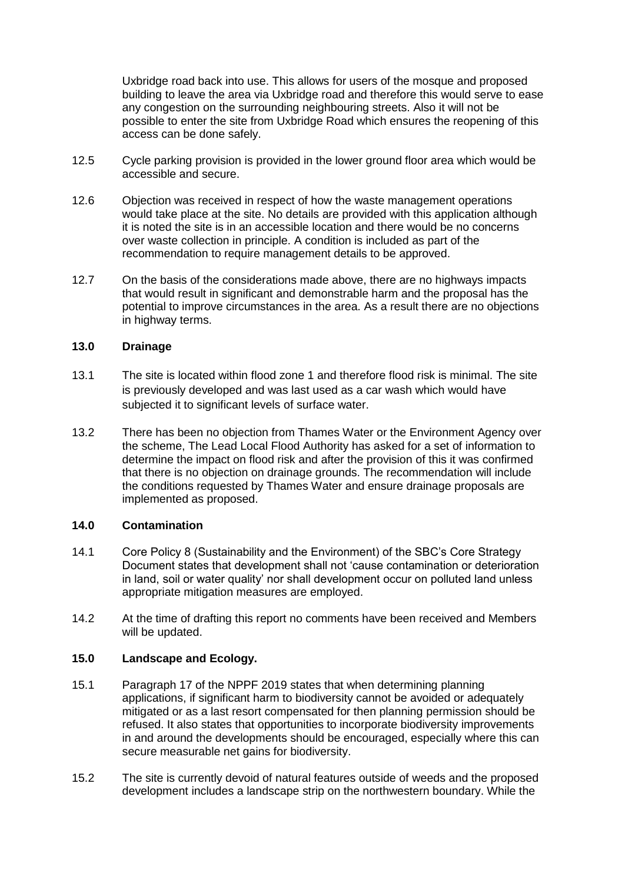Uxbridge road back into use. This allows for users of the mosque and proposed building to leave the area via Uxbridge road and therefore this would serve to ease any congestion on the surrounding neighbouring streets. Also it will not be possible to enter the site from Uxbridge Road which ensures the reopening of this access can be done safely.

12.5 Cycle parking provision is provided in the lower ground floor area which would be accessible and secure.

12.6 Objection was received in respect of how the waste management operations would take place at the site. No details are provided with this application although it is noted the site is in an accessible location and there would be no concerns over waste collection in principle. A condition is included as part of the recommendation to require management details to be approved.

12.7 On the basis of the considerations made above, there are no highways impacts that would result in significant and demonstrable harm and the proposal has the potential to improve circumstances in the area. As a result there are no objections in highway terms.

## 13.0 Drainage

13.1 The site is located within flood zone 1 and therefore flood risk is minimal. The site is previously developed and was last used as a car wash which would have subjected it to significant levels of surface water.

13.2 There has been no objection from Thames Water or the Environment Agency over the scheme, The Lead Local Flood Authority has asked for a set of information to determine the impact on flood risk and after the provision of this it was confirmed that there is no objection on drainage grounds. The recommendation will include the conditions requested by Thames Water and ensure drainage proposals are implemented as proposed.

## 14.0 Contamination

14.1 Core Policy 8 (Sustainability and the Environment) of the SBC's Core Strategy Document states that development shall not 'cause contamination or deterioration in land, soil or water quality' nor shall development occur on polluted land unless appropriate mitigation measures are employed.

14.2 At the time of drafting this report no comments have been received and Members will be updated.

## 15.0 Landscape and Ecology.

15.1 Paragraph 17 of the NPPF 2019 states that when determining planning applications, if significant harm to biodiversity cannot be avoided or adequately mitigated or as a last resort compensated for then planning permission should be refused. It also states that opportunities to incorporate biodiversity improvements in and around the developments should be encouraged, especially where this can secure measurable net gains for biodiversity.

15.2 The site is currently devoid of natural features outside of weeds and the proposed development includes a landscape strip on the northwestern boundary. While the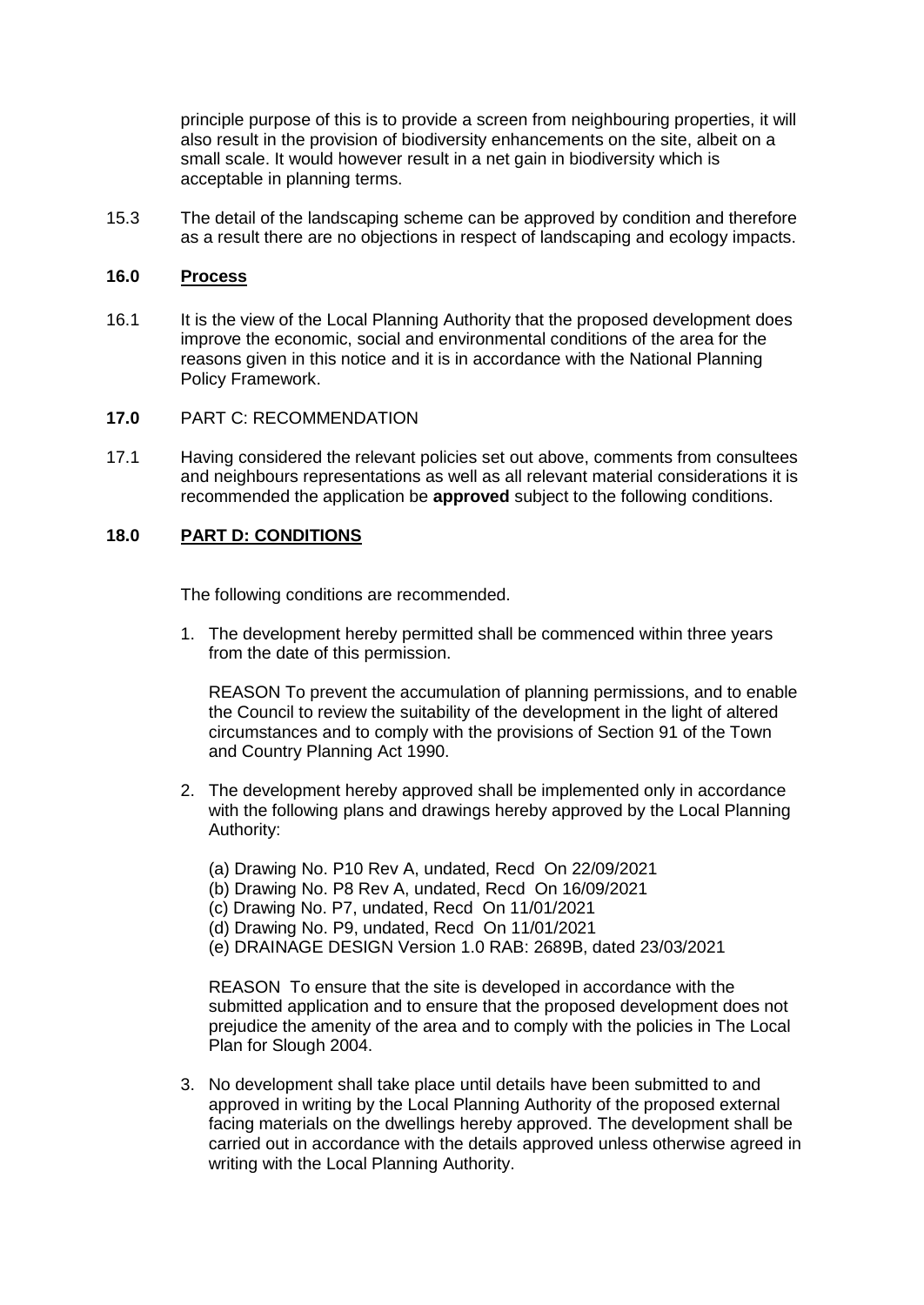principle purpose of this is to provide a screen from neighbouring properties, it will also result in the provision of biodiversity enhancements on the site, albeit on a small scale. It would however result in a net gain in biodiversity which is acceptable in planning terms.

15.3 The detail of the landscaping scheme can be approved by condition and therefore as a result there are no objections in respect of landscaping and ecology impacts.

## 16.0 Process

16.1 It is the view of the Local Planning Authority that the proposed development does improve the economic, social and environmental conditions of the area for the reasons given in this notice and it is in accordance with the National Planning Policy Framework.

## 17.0 PART C: RECOMMENDATION

17.1 Having considered the relevant policies set out above, comments from consultees and neighbours representations as well as all relevant material considerations it is recommended the application be **approved** subject to the following conditions.

## 18.0 PART D: CONDITIONS

The following conditions are recommended.

1. The development hereby permitted shall be commenced within three years from the date of this permission.

   REASON To prevent the accumulation of planning permissions, and to enable the Council to review the suitability of the development in the light of altered circumstances and to comply with the provisions of Section 91 of the Town and Country Planning Act 1990.

2. The development hereby approved shall be implemented only in accordance with the following plans and drawings hereby approved by the Local Planning Authority:

   (a) Drawing No. P10 Rev A, undated, Recd On 22/09/2021
   (b) Drawing No. P8 Rev A, undated, Recd On 16/09/2021
   (c) Drawing No. P7, undated, Recd On 11/01/2021
   (d) Drawing No. P9, undated, Recd On 11/01/2021
   (e) DRAINAGE DESIGN Version 1.0 RAB: 2689B, dated 23/03/2021

   REASON To ensure that the site is developed in accordance with the submitted application and to ensure that the proposed development does not prejudice the amenity of the area and to comply with the policies in The Local Plan for Slough 2004.

3. No development shall take place until details have been submitted to and approved in writing by the Local Planning Authority of the proposed external facing materials on the dwellings hereby approved. The development shall be carried out in accordance with the details approved unless otherwise agreed in writing with the Local Planning Authority.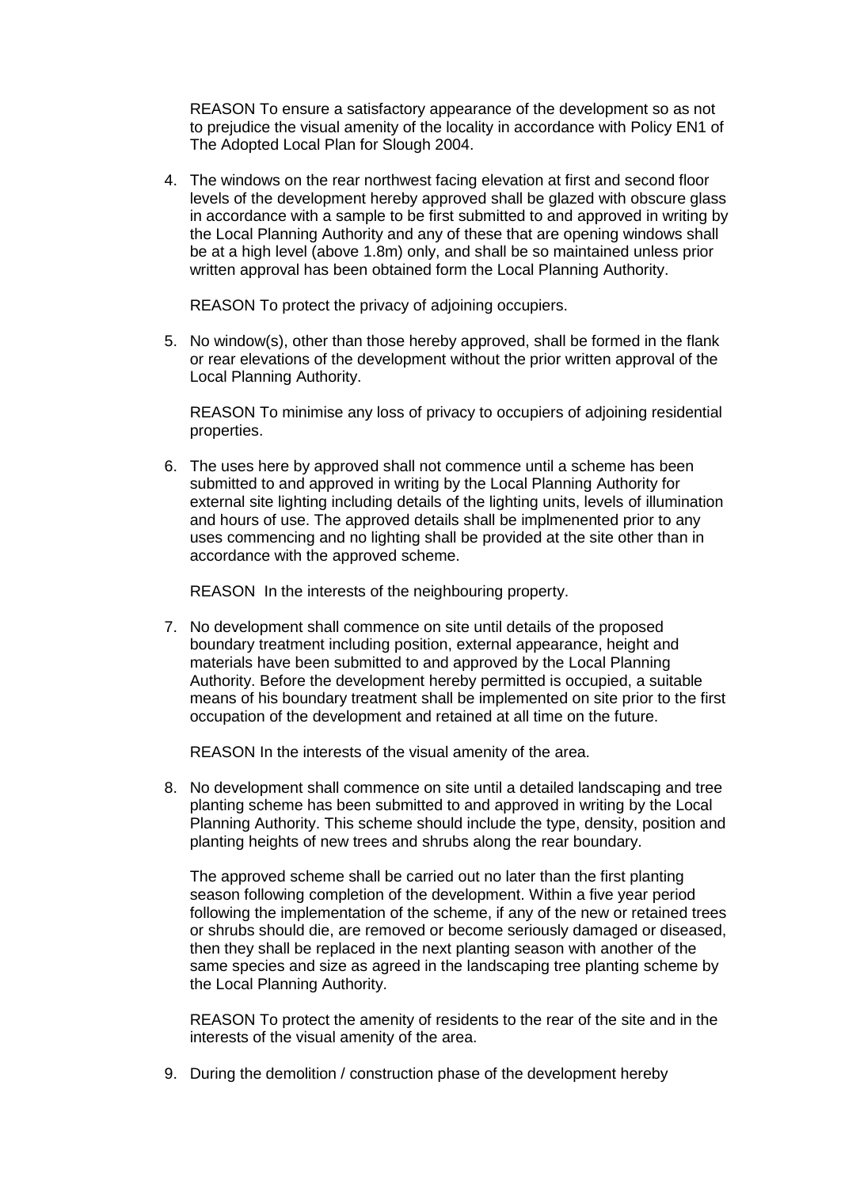REASON To ensure a satisfactory appearance of the development so as not to prejudice the visual amenity of the locality in accordance with Policy EN1 of The Adopted Local Plan for Slough 2004.

4. The windows on the rear northwest facing elevation at first and second floor levels of the development hereby approved shall be glazed with obscure glass in accordance with a sample to be first submitted to and approved in writing by the Local Planning Authority and any of these that are opening windows shall be at a high level (above 1.8m) only, and shall be so maintained unless prior written approval has been obtained form the Local Planning Authority.

   REASON To protect the privacy of adjoining occupiers.

5. No window(s), other than those hereby approved, shall be formed in the flank or rear elevations of the development without the prior written approval of the Local Planning Authority.

   REASON To minimise any loss of privacy to occupiers of adjoining residential properties.

6. The uses here by approved shall not commence until a scheme has been submitted to and approved in writing by the Local Planning Authority for external site lighting including details of the lighting units, levels of illumination and hours of use. The approved details shall be implmenented prior to any uses commencing and no lighting shall be provided at the site other than in accordance with the approved scheme.

   REASON In the interests of the neighbouring property.

7. No development shall commence on site until details of the proposed boundary treatment including position, external appearance, height and materials have been submitted to and approved by the Local Planning Authority. Before the development hereby permitted is occupied, a suitable means of his boundary treatment shall be implemented on site prior to the first occupation of the development and retained at all time on the future.

   REASON In the interests of the visual amenity of the area.

8. No development shall commence on site until a detailed landscaping and tree planting scheme has been submitted to and approved in writing by the Local Planning Authority. This scheme should include the type, density, position and planting heights of new trees and shrubs along the rear boundary.

   The approved scheme shall be carried out no later than the first planting season following completion of the development. Within a five year period following the implementation of the scheme, if any of the new or retained trees or shrubs should die, are removed or become seriously damaged or diseased, then they shall be replaced in the next planting season with another of the same species and size as agreed in the landscaping tree planting scheme by the Local Planning Authority.

   REASON To protect the amenity of residents to the rear of the site and in the interests of the visual amenity of the area.

9. During the demolition / construction phase of the development hereby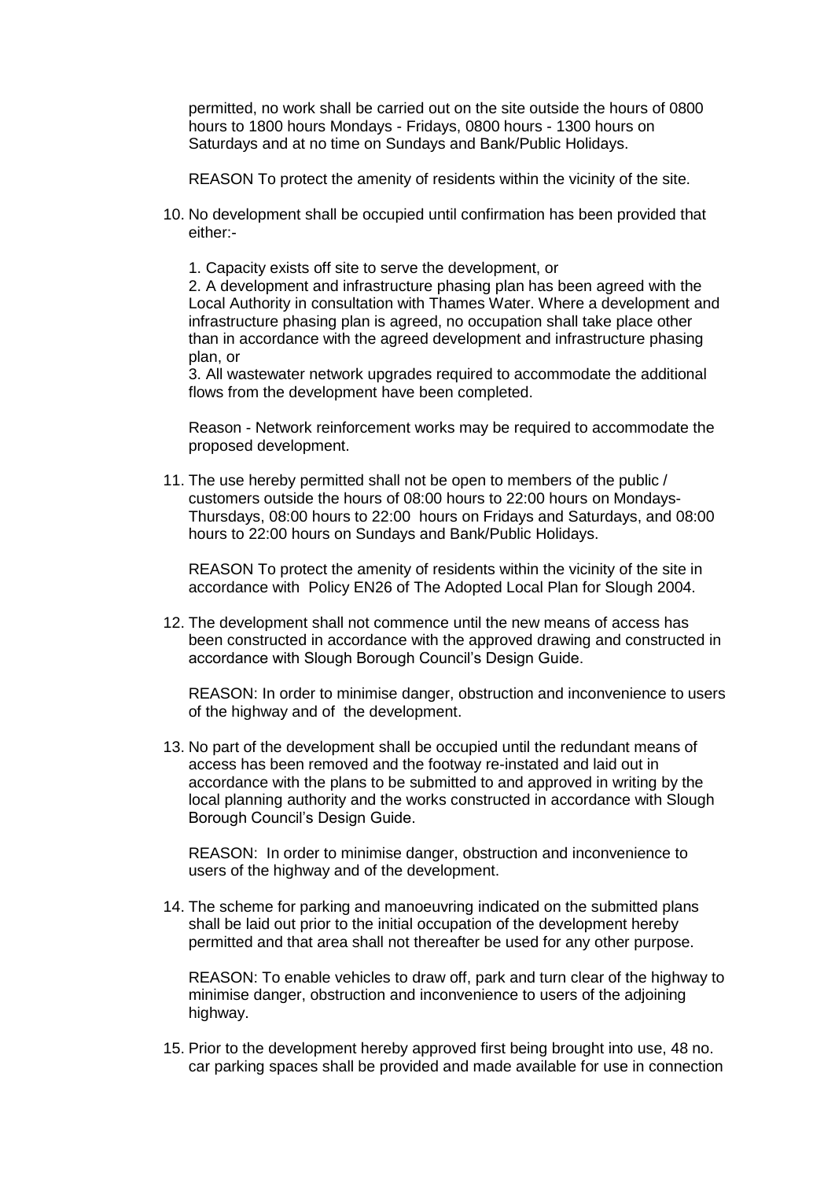permitted, no work shall be carried out on the site outside the hours of 0800 hours to 1800 hours Mondays - Fridays, 0800 hours - 1300 hours on Saturdays and at no time on Sundays and Bank/Public Holidays.

REASON To protect the amenity of residents within the vicinity of the site.

10. No development shall be occupied until confirmation has been provided that either:-

    1. Capacity exists off site to serve the development, or
    2. A development and infrastructure phasing plan has been agreed with the Local Authority in consultation with Thames Water. Where a development and infrastructure phasing plan is agreed, no occupation shall take place other than in accordance with the agreed development and infrastructure phasing plan, or
    3. All wastewater network upgrades required to accommodate the additional flows from the development have been completed.

    Reason - Network reinforcement works may be required to accommodate the proposed development.

11. The use hereby permitted shall not be open to members of the public / customers outside the hours of 08:00 hours to 22:00 hours on Mondays-Thursdays, 08:00 hours to 22:00 hours on Fridays and Saturdays, and 08:00 hours to 22:00 hours on Sundays and Bank/Public Holidays.

    REASON To protect the amenity of residents within the vicinity of the site in accordance with Policy EN26 of The Adopted Local Plan for Slough 2004.

12. The development shall not commence until the new means of access has been constructed in accordance with the approved drawing and constructed in accordance with Slough Borough Council's Design Guide.

    REASON: In order to minimise danger, obstruction and inconvenience to users of the highway and of the development.

13. No part of the development shall be occupied until the redundant means of access has been removed and the footway re-instated and laid out in accordance with the plans to be submitted to and approved in writing by the local planning authority and the works constructed in accordance with Slough Borough Council's Design Guide.

    REASON: In order to minimise danger, obstruction and inconvenience to users of the highway and of the development.

14. The scheme for parking and manoeuvring indicated on the submitted plans shall be laid out prior to the initial occupation of the development hereby permitted and that area shall not thereafter be used for any other purpose.

    REASON: To enable vehicles to draw off, park and turn clear of the highway to minimise danger, obstruction and inconvenience to users of the adjoining highway.

15. Prior to the development hereby approved first being brought into use, 48 no. car parking spaces shall be provided and made available for use in connection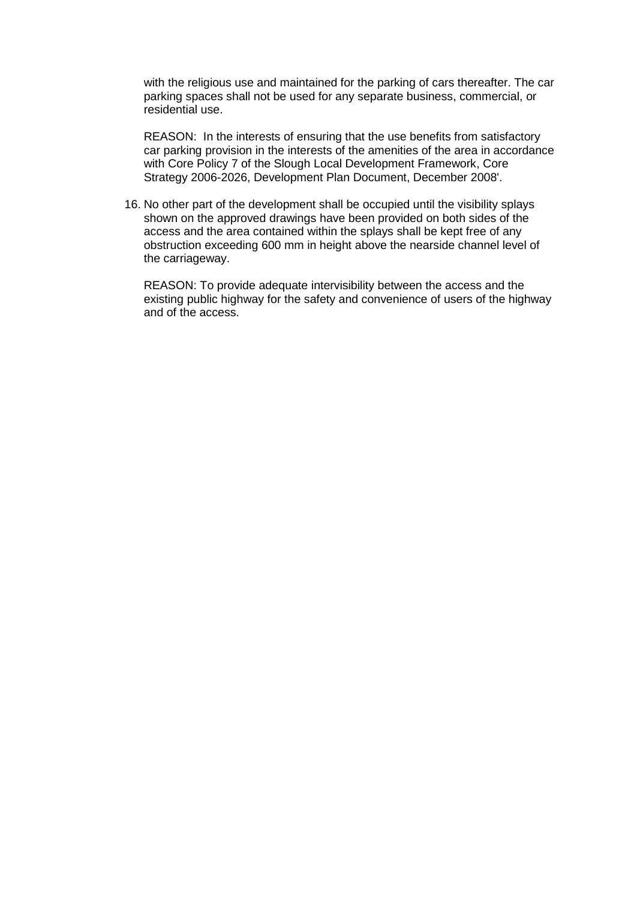with the religious use and maintained for the parking of cars thereafter. The car parking spaces shall not be used for any separate business, commercial, or residential use.

REASON: In the interests of ensuring that the use benefits from satisfactory car parking provision in the interests of the amenities of the area in accordance with Core Policy 7 of the Slough Local Development Framework, Core Strategy 2006-2026, Development Plan Document, December 2008'.

16. No other part of the development shall be occupied until the visibility splays shown on the approved drawings have been provided on both sides of the access and the area contained within the splays shall be kept free of any obstruction exceeding 600 mm in height above the nearside channel level of the carriageway.

    REASON: To provide adequate intervisibility between the access and the existing public highway for the safety and convenience of users of the highway and of the access.